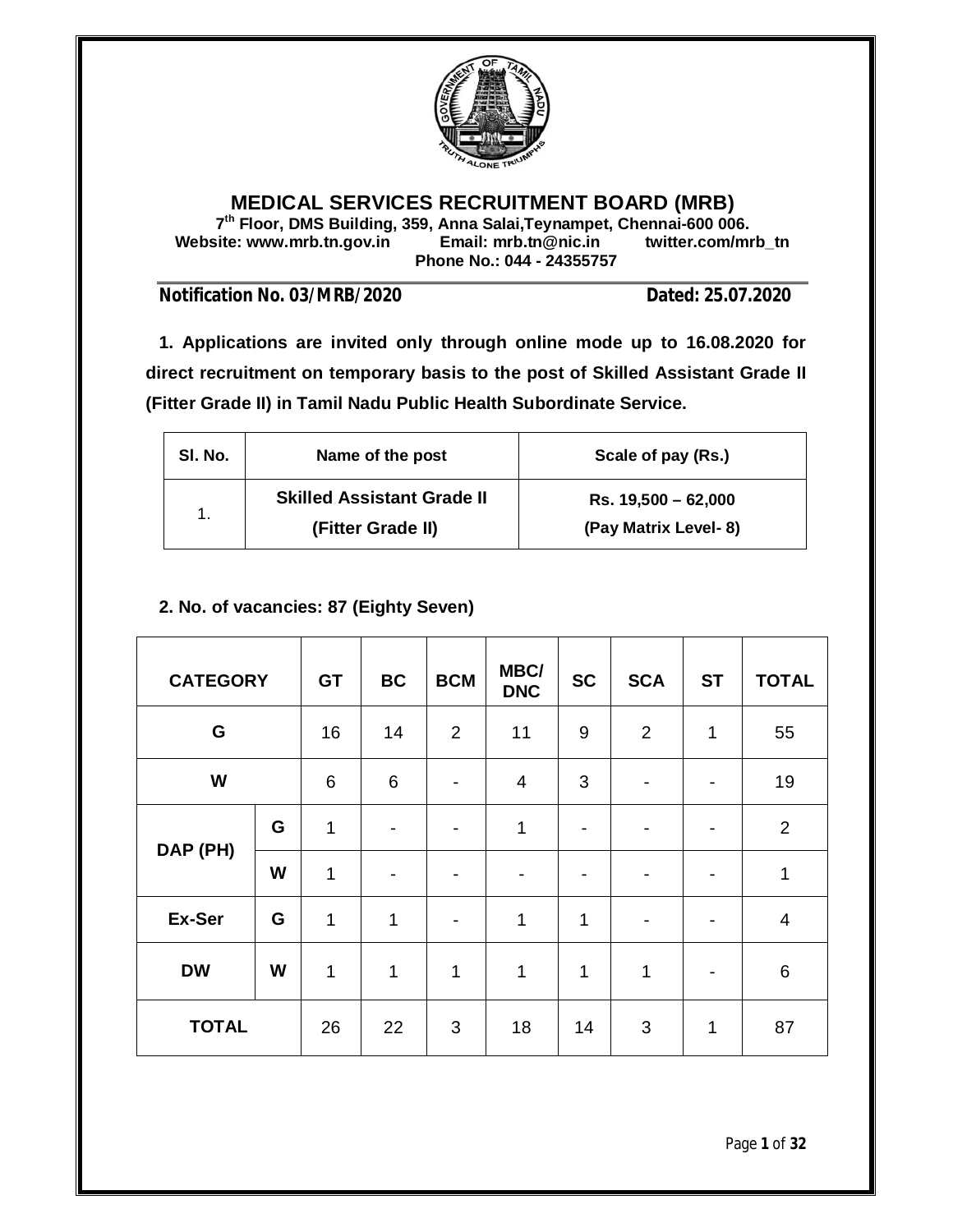# MEDICAL SERVICES RECRUITMENT BOARD (MRB)

**7th Floor, DMS Building, 359, Anna Salai,Teynampet, Chennai-600 006.**
**Website: www.mrb.tn.gov.in Email: mrb.tn@nic.in twitter.com/mrb_tn**
**Phone No.: 044 - 24355757**

**Notification No. 03/MRB/2020** **Dated: 25.07.2020**

**1. Applications are invited only through online mode up to 16.08.2020 for direct recruitment on temporary basis to the post of Skilled Assistant Grade II (Fitter Grade II) in Tamil Nadu Public Health Subordinate Service.**

| Sl. No. | Name of the post | Scale of pay (Rs.) |
|---|---|---|
| 1. | **Skilled Assistant Grade II (Fitter Grade II)** | **Rs. 19,500 – 62,000 (Pay Matrix Level- 8)** |

**2. No. of vacancies: 87 (Eighty Seven)**

| CATEGORY | | GT | BC | BCM | MBC/ DNC | SC | SCA | ST | TOTAL |
|---|---|---|---|---|---|---|---|---|---|
| G | | 16 | 14 | 2 | 11 | 9 | 2 | 1 | 55 |
| W | | 6 | 6 | - | 4 | 3 | - | - | 19 |
| DAP (PH) | G | 1 | - | - | 1 | - | - | - | 2 |
| | W | 1 | - | - | - | - | - | - | 1 |
| Ex-Ser | G | 1 | 1 | - | 1 | 1 | - | - | 4 |
| DW | W | 1 | 1 | 1 | 1 | 1 | 1 | - | 6 |
| TOTAL | | 26 | 22 | 3 | 18 | 14 | 3 | 1 | 87 |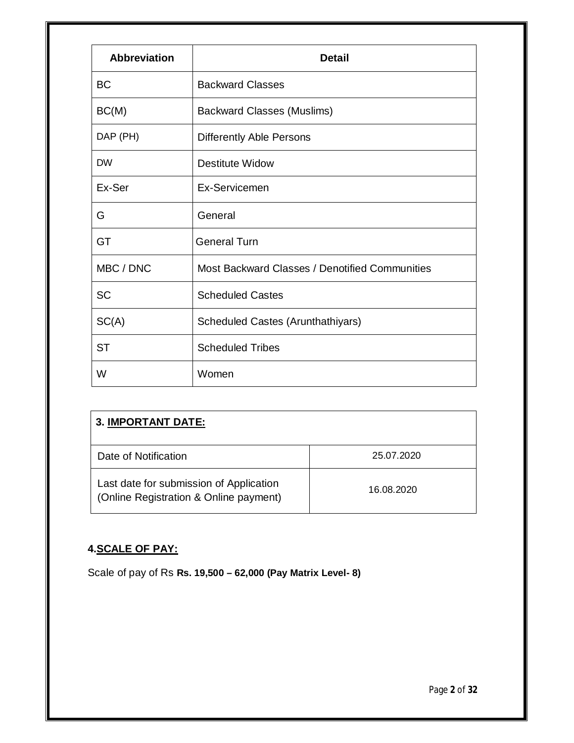| Abbreviation | Detail |
|---|---|
| BC | Backward Classes |
| BC(M) | Backward Classes (Muslims) |
| DAP (PH) | Differently Able Persons |
| DW | Destitute Widow |
| Ex-Ser | Ex-Servicemen |
| G | General |
| GT | General Turn |
| MBC / DNC | Most Backward Classes / Denotified Communities |
| SC | Scheduled Castes |
| SC(A) | Scheduled Castes (Arunthathiyars) |
| ST | Scheduled Tribes |
| W | Women |

| **3. IMPORTANT DATE:** | |
|---|---|
| Date of Notification | 25.07.2020 |
| Last date for submission of Application (Online Registration & Online payment) | 16.08.2020 |

## 4. SCALE OF PAY:

Scale of pay of Rs **Rs. 19,500 – 62,000 (Pay Matrix Level- 8)**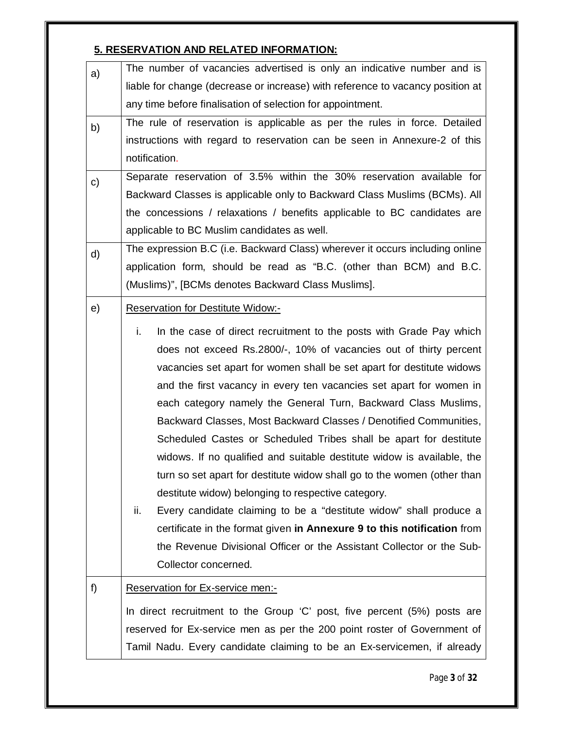## 5. RESERVATION AND RELATED INFORMATION:

| | |
|---|---|
| a) | The number of vacancies advertised is only an indicative number and is liable for change (decrease or increase) with reference to vacancy position at any time before finalisation of selection for appointment. |
| b) | The rule of reservation is applicable as per the rules in force. Detailed instructions with regard to reservation can be seen in Annexure-2 of this notification. |
| c) | Separate reservation of 3.5% within the 30% reservation available for Backward Classes is applicable only to Backward Class Muslims (BCMs). All the concessions / relaxations / benefits applicable to BC candidates are applicable to BC Muslim candidates as well. |
| d) | The expression B.C (i.e. Backward Class) wherever it occurs including online application form, should be read as "B.C. (other than BCM) and B.C. (Muslims)", [BCMs denotes Backward Class Muslims]. |
| e) | Reservation for Destitute Widow:- <br> i. In the case of direct recruitment to the posts with Grade Pay which does not exceed Rs.2800/-, 10% of vacancies out of thirty percent vacancies set apart for women shall be set apart for destitute widows and the first vacancy in every ten vacancies set apart for women in each category namely the General Turn, Backward Class Muslims, Backward Classes, Most Backward Classes / Denotified Communities, Scheduled Castes or Scheduled Tribes shall be apart for destitute widows. If no qualified and suitable destitute widow is available, the turn so set apart for destitute widow shall go to the women (other than destitute widow) belonging to respective category. <br> ii. Every candidate claiming to be a "destitute widow" shall produce a certificate in the format given **in Annexure 9 to this notification** from the Revenue Divisional Officer or the Assistant Collector or the Sub-Collector concerned. |
| f) | Reservation for Ex-service men:- <br> In direct recruitment to the Group 'C' post, five percent (5%) posts are reserved for Ex-service men as per the 200 point roster of Government of Tamil Nadu. Every candidate claiming to be an Ex-servicemen, if already |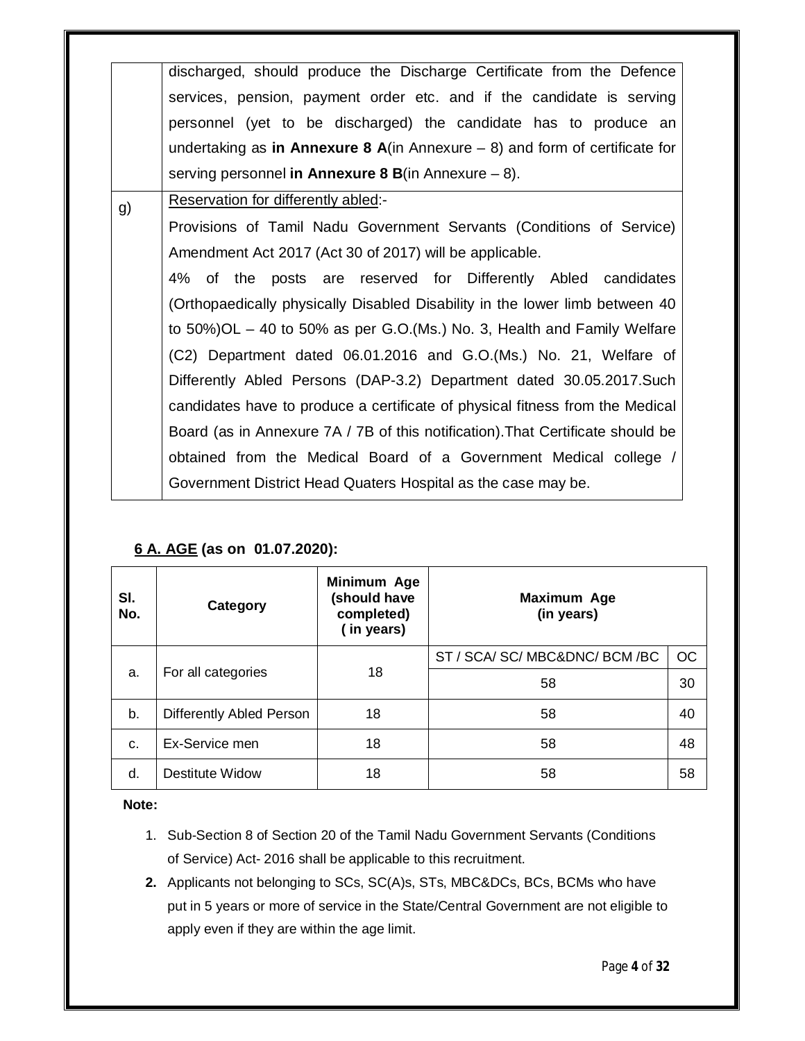| | |
|---|---|
| | discharged, should produce the Discharge Certificate from the Defence services, pension, payment order etc. and if the candidate is serving personnel (yet to be discharged) the candidate has to produce an undertaking as **in Annexure 8 A**(in Annexure – 8) and form of certificate for serving personnel **in Annexure 8 B**(in Annexure – 8). |
| g) | Reservation for differently abled:-<br>Provisions of Tamil Nadu Government Servants (Conditions of Service) Amendment Act 2017 (Act 30 of 2017) will be applicable.<br>4% of the posts are reserved for Differently Abled candidates (Orthopaedically physically Disabled Disability in the lower limb between 40 to 50%)OL – 40 to 50% as per G.O.(Ms.) No. 3, Health and Family Welfare (C2) Department dated 06.01.2016 and G.O.(Ms.) No. 21, Welfare of Differently Abled Persons (DAP-3.2) Department dated 30.05.2017.Such candidates have to produce a certificate of physical fitness from the Medical Board (as in Annexure 7A / 7B of this notification).That Certificate should be obtained from the Medical Board of a Government Medical college / Government District Head Quaters Hospital as the case may be. |

## 6 A. AGE (as on 01.07.2020):

| Sl. No. | Category | Minimum Age (should have completed) ( in years) | Maximum Age (in years) | |
|---|---|---|---|---|
| | | | ST / SCA/ SC/ MBC&DNC/ BCM /BC | OC |
| a. | For all categories | 18 | 58 | 30 |
| b. | Differently Abled Person | 18 | 58 | 40 |
| c. | Ex-Service men | 18 | 58 | 48 |
| d. | Destitute Widow | 18 | 58 | 58 |

**Note:**

1. Sub-Section 8 of Section 20 of the Tamil Nadu Government Servants (Conditions of Service) Act- 2016 shall be applicable to this recruitment.
2. Applicants not belonging to SCs, SC(A)s, STs, MBC&DCs, BCs, BCMs who have put in 5 years or more of service in the State/Central Government are not eligible to apply even if they are within the age limit.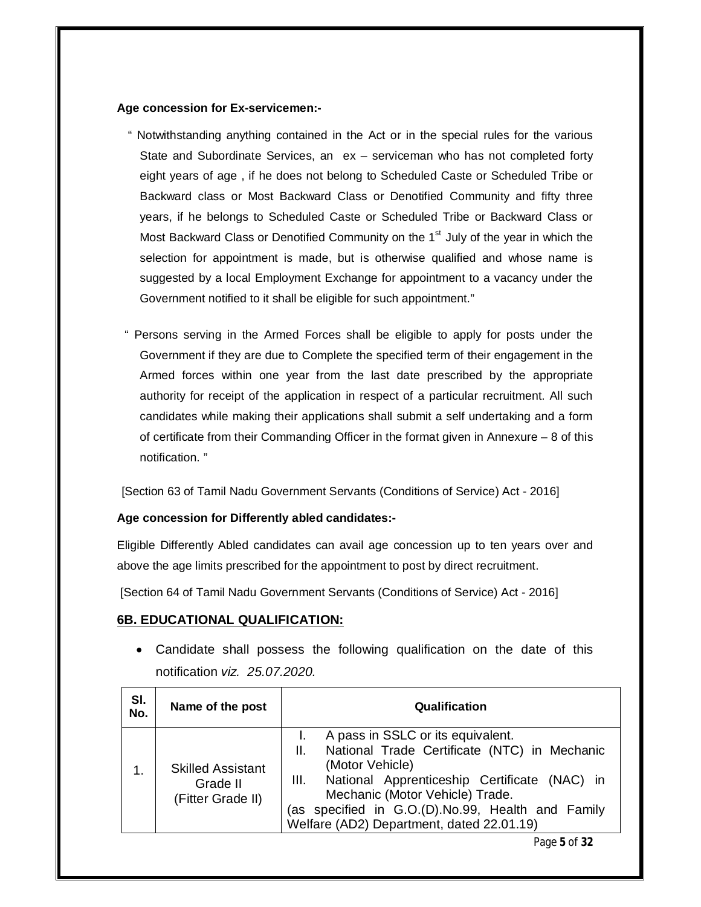**Age concession for Ex-servicemen:-**

" Notwithstanding anything contained in the Act or in the special rules for the various State and Subordinate Services, an ex – serviceman who has not completed forty eight years of age , if he does not belong to Scheduled Caste or Scheduled Tribe or Backward class or Most Backward Class or Denotified Community and fifty three years, if he belongs to Scheduled Caste or Scheduled Tribe or Backward Class or Most Backward Class or Denotified Community on the 1st July of the year in which the selection for appointment is made, but is otherwise qualified and whose name is suggested by a local Employment Exchange for appointment to a vacancy under the Government notified to it shall be eligible for such appointment."

" Persons serving in the Armed Forces shall be eligible to apply for posts under the Government if they are due to Complete the specified term of their engagement in the Armed forces within one year from the last date prescribed by the appropriate authority for receipt of the application in respect of a particular recruitment. All such candidates while making their applications shall submit a self undertaking and a form of certificate from their Commanding Officer in the format given in Annexure – 8 of this notification. "

[Section 63 of Tamil Nadu Government Servants (Conditions of Service) Act - 2016]

**Age concession for Differently abled candidates:-**

Eligible Differently Abled candidates can avail age concession up to ten years over and above the age limits prescribed for the appointment to post by direct recruitment.

[Section 64 of Tamil Nadu Government Servants (Conditions of Service) Act - 2016]

## 6B. EDUCATIONAL QUALIFICATION:

- Candidate shall possess the following qualification on the date of this notification *viz. 25.07.2020.*

| Sl. No. | Name of the post | Qualification |
|---|---|---|
| 1. | Skilled Assistant Grade II (Fitter Grade II) | I. A pass in SSLC or its equivalent.<br>II. National Trade Certificate (NTC) in Mechanic (Motor Vehicle)<br>III. National Apprenticeship Certificate (NAC) in Mechanic (Motor Vehicle) Trade.<br>(as specified in G.O.(D).No.99, Health and Family Welfare (AD2) Department, dated 22.01.19) |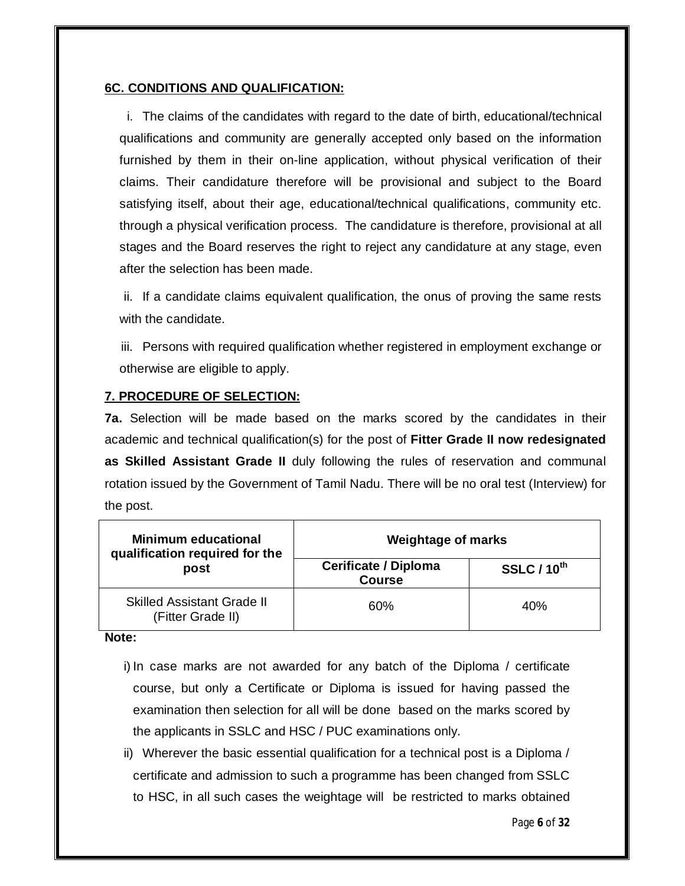#### 6C. CONDITIONS AND QUALIFICATION:

i. The claims of the candidates with regard to the date of birth, educational/technical qualifications and community are generally accepted only based on the information furnished by them in their on-line application, without physical verification of their claims. Their candidature therefore will be provisional and subject to the Board satisfying itself, about their age, educational/technical qualifications, community etc. through a physical verification process. The candidature is therefore, provisional at all stages and the Board reserves the right to reject any candidature at any stage, even after the selection has been made.

ii. If a candidate claims equivalent qualification, the onus of proving the same rests with the candidate.

iii. Persons with required qualification whether registered in employment exchange or otherwise are eligible to apply.

#### 7. PROCEDURE OF SELECTION:

**7a.** Selection will be made based on the marks scored by the candidates in their academic and technical qualification(s) for the post of **Fitter Grade II now redesignated as Skilled Assistant Grade II** duly following the rules of reservation and communal rotation issued by the Government of Tamil Nadu. There will be no oral test (Interview) for the post.

| Minimum educational qualification required for the post | Weightage of marks | |
|---|---|---|
| | Cerificate / Diploma Course | SSLC / 10th |
| Skilled Assistant Grade II (Fitter Grade II) | 60% | 40% |

**Note:**

i) In case marks are not awarded for any batch of the Diploma / certificate course, but only a Certificate or Diploma is issued for having passed the examination then selection for all will be done based on the marks scored by the applicants in SSLC and HSC / PUC examinations only.

ii) Wherever the basic essential qualification for a technical post is a Diploma / certificate and admission to such a programme has been changed from SSLC to HSC, in all such cases the weightage will be restricted to marks obtained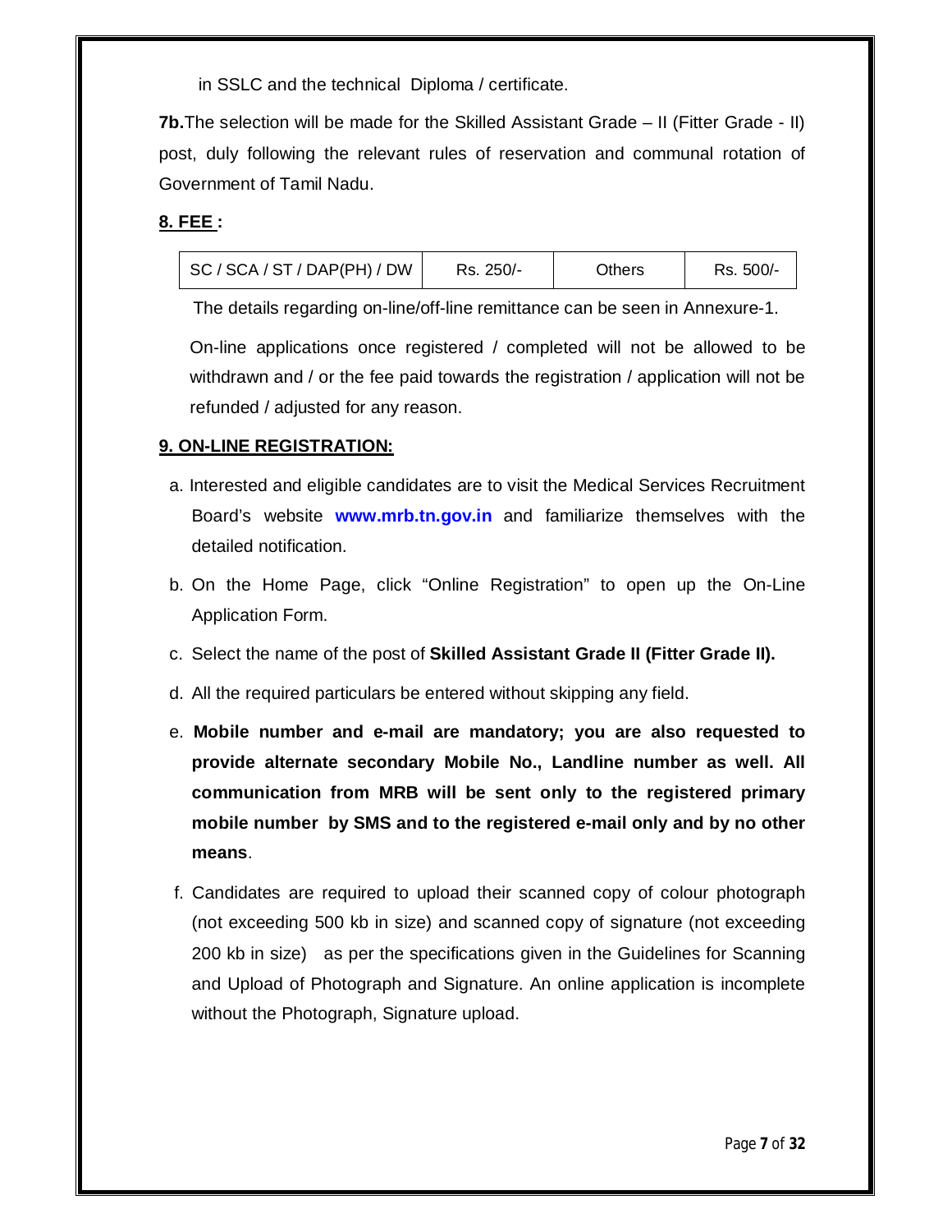in SSLC and the technical Diploma / certificate.

**7b.** The selection will be made for the Skilled Assistant Grade – II (Fitter Grade - II) post, duly following the relevant rules of reservation and communal rotation of Government of Tamil Nadu.

## 8. FEE :

| SC / SCA / ST / DAP(PH) / DW | Rs. 250/- | Others | Rs. 500/- |
|---|---|---|---|

The details regarding on-line/off-line remittance can be seen in Annexure-1.

On-line applications once registered / completed will not be allowed to be withdrawn and / or the fee paid towards the registration / application will not be refunded / adjusted for any reason.

## 9. ON-LINE REGISTRATION:

a. Interested and eligible candidates are to visit the Medical Services Recruitment Board's website **www.mrb.tn.gov.in** and familiarize themselves with the detailed notification.

b. On the Home Page, click "Online Registration" to open up the On-Line Application Form.

c. Select the name of the post of **Skilled Assistant Grade II (Fitter Grade II).**

d. All the required particulars be entered without skipping any field.

e. **Mobile number and e-mail are mandatory; you are also requested to provide alternate secondary Mobile No., Landline number as well. All communication from MRB will be sent only to the registered primary mobile number by SMS and to the registered e-mail only and by no other means**.

f. Candidates are required to upload their scanned copy of colour photograph (not exceeding 500 kb in size) and scanned copy of signature (not exceeding 200 kb in size) as per the specifications given in the Guidelines for Scanning and Upload of Photograph and Signature. An online application is incomplete without the Photograph, Signature upload.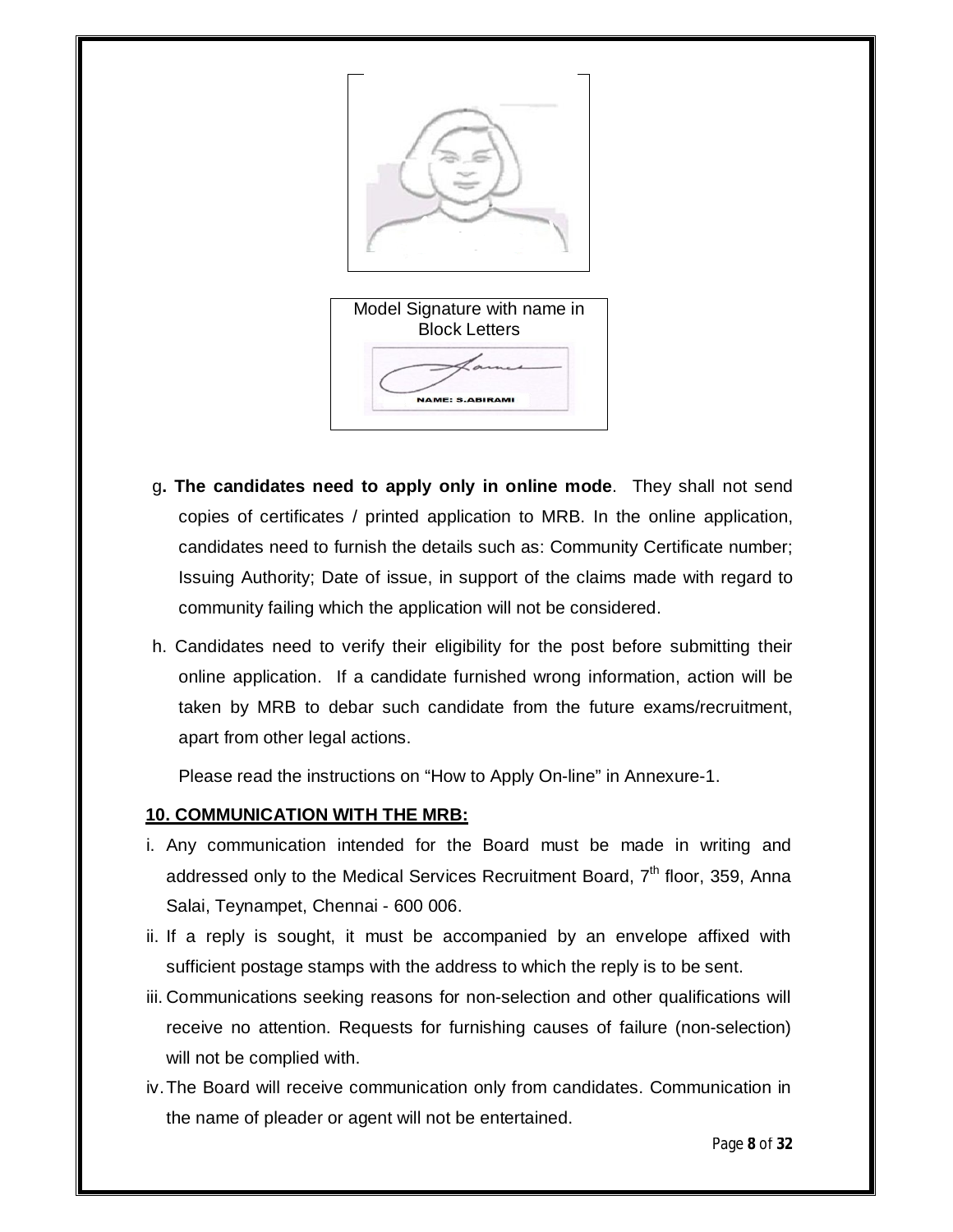Model Signature with name in Block Letters

NAME: S.ABIRAMI

g. **The candidates need to apply only in online mode**. They shall not send copies of certificates / printed application to MRB. In the online application, candidates need to furnish the details such as: Community Certificate number; Issuing Authority; Date of issue, in support of the claims made with regard to community failing which the application will not be considered.

h. Candidates need to verify their eligibility for the post before submitting their online application. If a candidate furnished wrong information, action will be taken by MRB to debar such candidate from the future exams/recruitment, apart from other legal actions.

Please read the instructions on "How to Apply On-line" in Annexure-1.

**10. COMMUNICATION WITH THE MRB:**

i. Any communication intended for the Board must be made in writing and addressed only to the Medical Services Recruitment Board, 7th floor, 359, Anna Salai, Teynampet, Chennai - 600 006.

ii. If a reply is sought, it must be accompanied by an envelope affixed with sufficient postage stamps with the address to which the reply is to be sent.

iii. Communications seeking reasons for non-selection and other qualifications will receive no attention. Requests for furnishing causes of failure (non-selection) will not be complied with.

iv. The Board will receive communication only from candidates. Communication in the name of pleader or agent will not be entertained.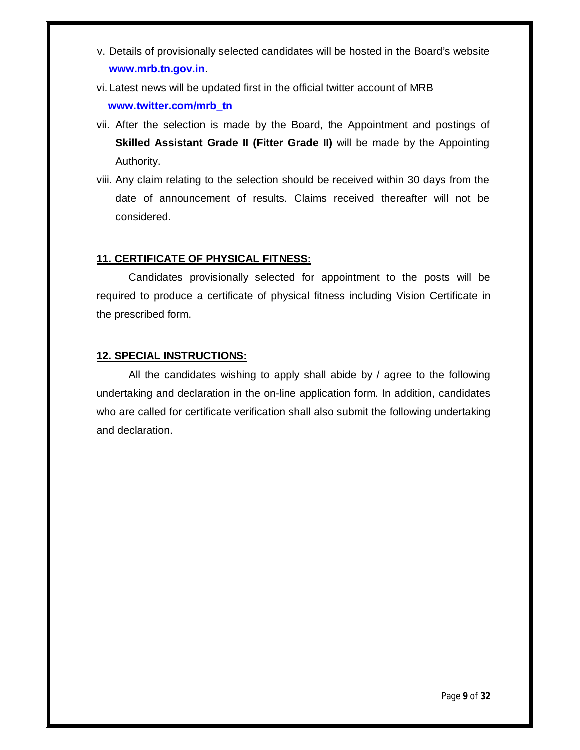v. Details of provisionally selected candidates will be hosted in the Board's website **www.mrb.tn.gov.in**.

vi. Latest news will be updated first in the official twitter account of MRB **www.twitter.com/mrb_tn**

vii. After the selection is made by the Board, the Appointment and postings of **Skilled Assistant Grade II (Fitter Grade II)** will be made by the Appointing Authority.

viii. Any claim relating to the selection should be received within 30 days from the date of announcement of results. Claims received thereafter will not be considered.

## 11. CERTIFICATE OF PHYSICAL FITNESS:

Candidates provisionally selected for appointment to the posts will be required to produce a certificate of physical fitness including Vision Certificate in the prescribed form.

## 12. SPECIAL INSTRUCTIONS:

All the candidates wishing to apply shall abide by / agree to the following undertaking and declaration in the on-line application form. In addition, candidates who are called for certificate verification shall also submit the following undertaking and declaration.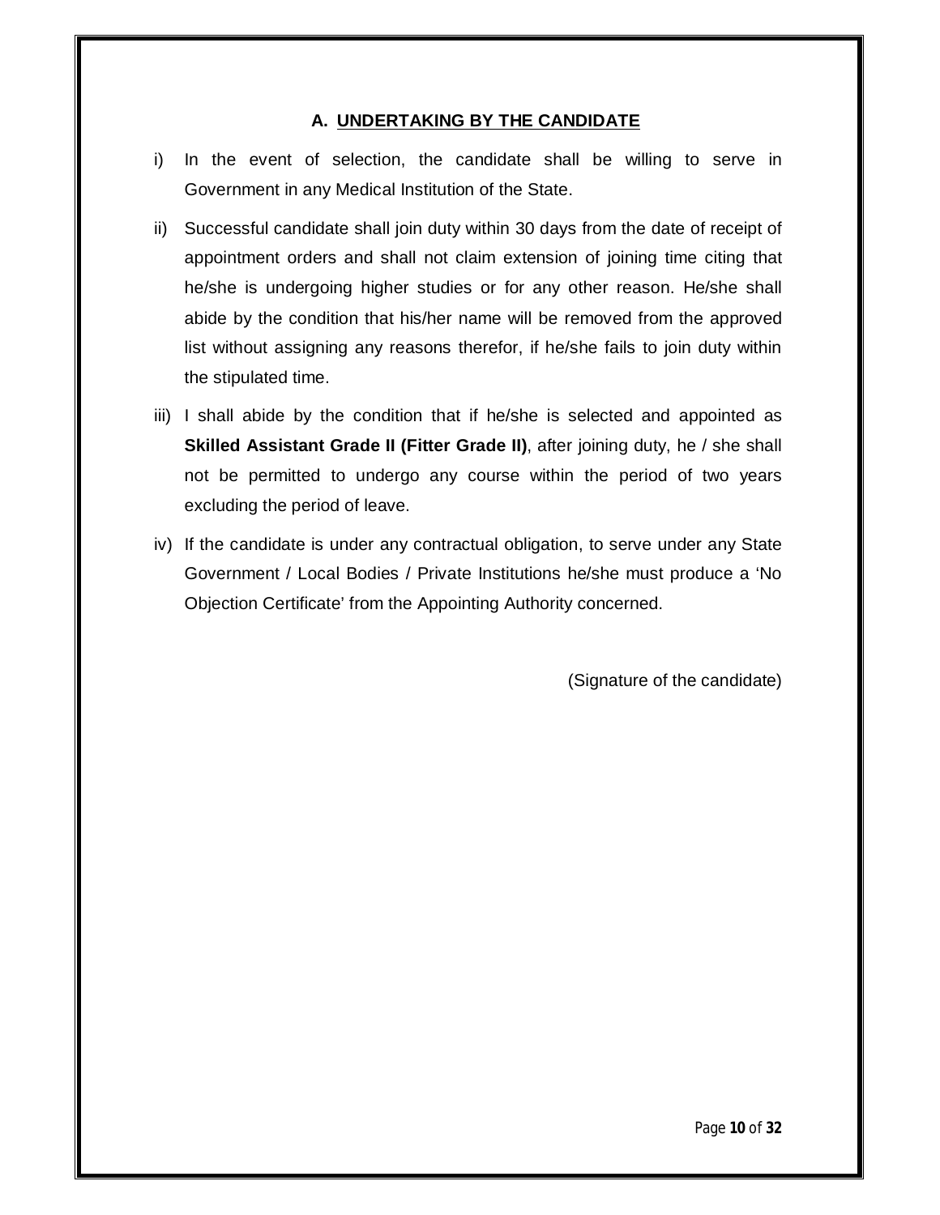### A. UNDERTAKING BY THE CANDIDATE

i) In the event of selection, the candidate shall be willing to serve in Government in any Medical Institution of the State.

ii) Successful candidate shall join duty within 30 days from the date of receipt of appointment orders and shall not claim extension of joining time citing that he/she is undergoing higher studies or for any other reason. He/she shall abide by the condition that his/her name will be removed from the approved list without assigning any reasons therefor, if he/she fails to join duty within the stipulated time.

iii) I shall abide by the condition that if he/she is selected and appointed as **Skilled Assistant Grade II (Fitter Grade II)**, after joining duty, he / she shall not be permitted to undergo any course within the period of two years excluding the period of leave.

iv) If the candidate is under any contractual obligation, to serve under any State Government / Local Bodies / Private Institutions he/she must produce a 'No Objection Certificate' from the Appointing Authority concerned.

(Signature of the candidate)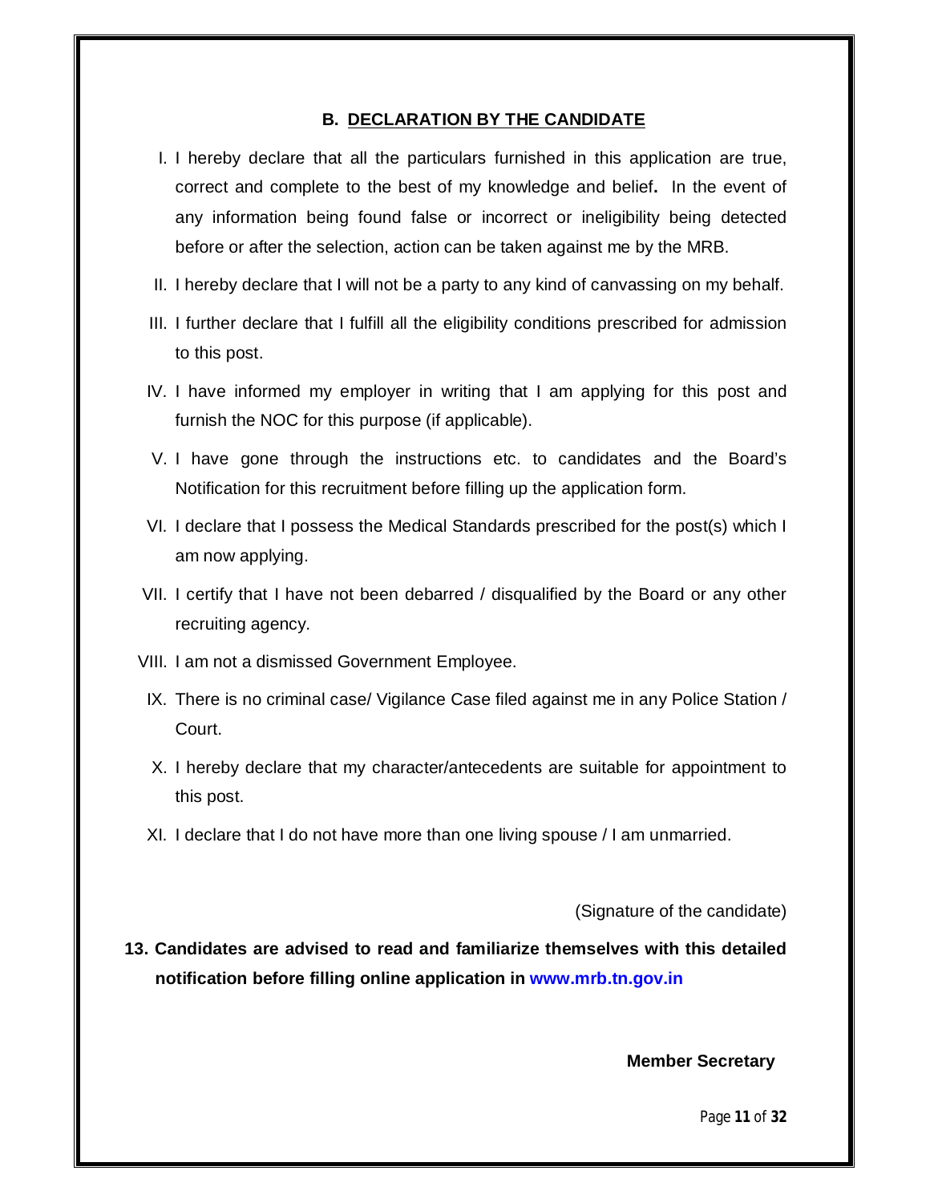### B. DECLARATION BY THE CANDIDATE

I. I hereby declare that all the particulars furnished in this application are true, correct and complete to the best of my knowledge and belief**.** In the event of any information being found false or incorrect or ineligibility being detected before or after the selection, action can be taken against me by the MRB.

II. I hereby declare that I will not be a party to any kind of canvassing on my behalf.

III. I further declare that I fulfill all the eligibility conditions prescribed for admission to this post.

IV. I have informed my employer in writing that I am applying for this post and furnish the NOC for this purpose (if applicable).

V. I have gone through the instructions etc. to candidates and the Board's Notification for this recruitment before filling up the application form.

VI. I declare that I possess the Medical Standards prescribed for the post(s) which I am now applying.

VII. I certify that I have not been debarred / disqualified by the Board or any other recruiting agency.

VIII. I am not a dismissed Government Employee.

IX. There is no criminal case/ Vigilance Case filed against me in any Police Station / Court.

X. I hereby declare that my character/antecedents are suitable for appointment to this post.

XI. I declare that I do not have more than one living spouse / I am unmarried.

(Signature of the candidate)

**13. Candidates are advised to read and familiarize themselves with this detailed notification before filling online application in www.mrb.tn.gov.in**

**Member Secretary**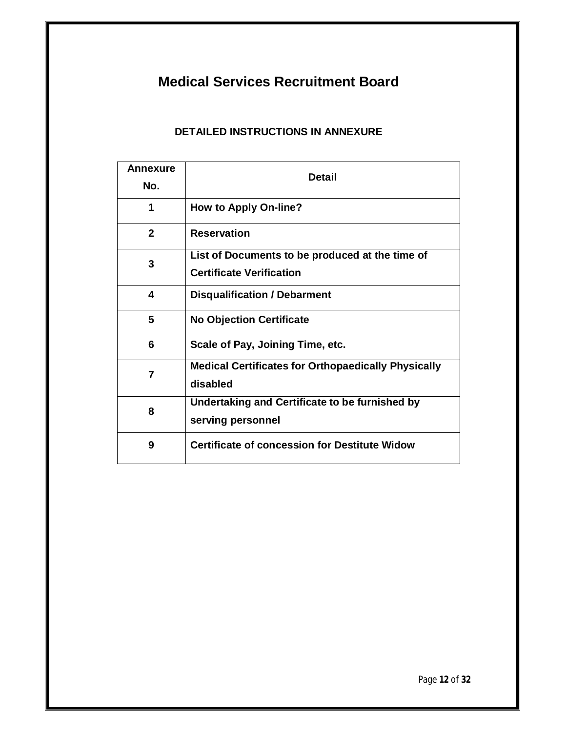# Medical Services Recruitment Board

## DETAILED INSTRUCTIONS IN ANNEXURE

| Annexure No. | Detail |
|---|---|
| 1 | How to Apply On-line? |
| 2 | Reservation |
| 3 | List of Documents to be produced at the time of Certificate Verification |
| 4 | Disqualification / Debarment |
| 5 | No Objection Certificate |
| 6 | Scale of Pay, Joining Time, etc. |
| 7 | Medical Certificates for Orthopaedically Physically disabled |
| 8 | Undertaking and Certificate to be furnished by serving personnel |
| 9 | Certificate of concession for Destitute Widow |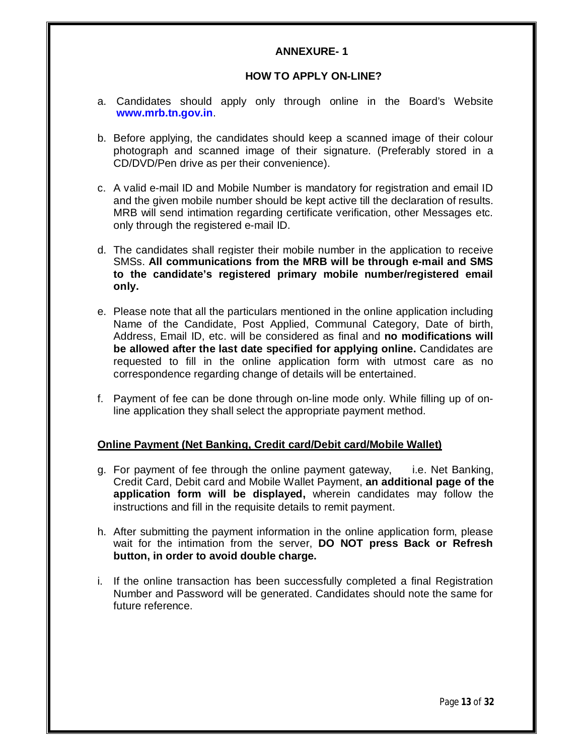## ANNEXURE- 1

### HOW TO APPLY ON-LINE?

a. Candidates should apply only through online in the Board's Website **www.mrb.tn.gov.in**.

b. Before applying, the candidates should keep a scanned image of their colour photograph and scanned image of their signature. (Preferably stored in a CD/DVD/Pen drive as per their convenience).

c. A valid e-mail ID and Mobile Number is mandatory for registration and email ID and the given mobile number should be kept active till the declaration of results. MRB will send intimation regarding certificate verification, other Messages etc. only through the registered e-mail ID.

d. The candidates shall register their mobile number in the application to receive SMSs. **All communications from the MRB will be through e-mail and SMS to the candidate's registered primary mobile number/registered email only.**

e. Please note that all the particulars mentioned in the online application including Name of the Candidate, Post Applied, Communal Category, Date of birth, Address, Email ID, etc. will be considered as final and **no modifications will be allowed after the last date specified for applying online.** Candidates are requested to fill in the online application form with utmost care as no correspondence regarding change of details will be entertained.

f. Payment of fee can be done through on-line mode only. While filling up of on-line application they shall select the appropriate payment method.

**Online Payment (Net Banking, Credit card/Debit card/Mobile Wallet)**

g. For payment of fee through the online payment gateway, i.e. Net Banking, Credit Card, Debit card and Mobile Wallet Payment, **an additional page of the application form will be displayed,** wherein candidates may follow the instructions and fill in the requisite details to remit payment.

h. After submitting the payment information in the online application form, please wait for the intimation from the server, **DO NOT press Back or Refresh button, in order to avoid double charge.**

i. If the online transaction has been successfully completed a final Registration Number and Password will be generated. Candidates should note the same for future reference.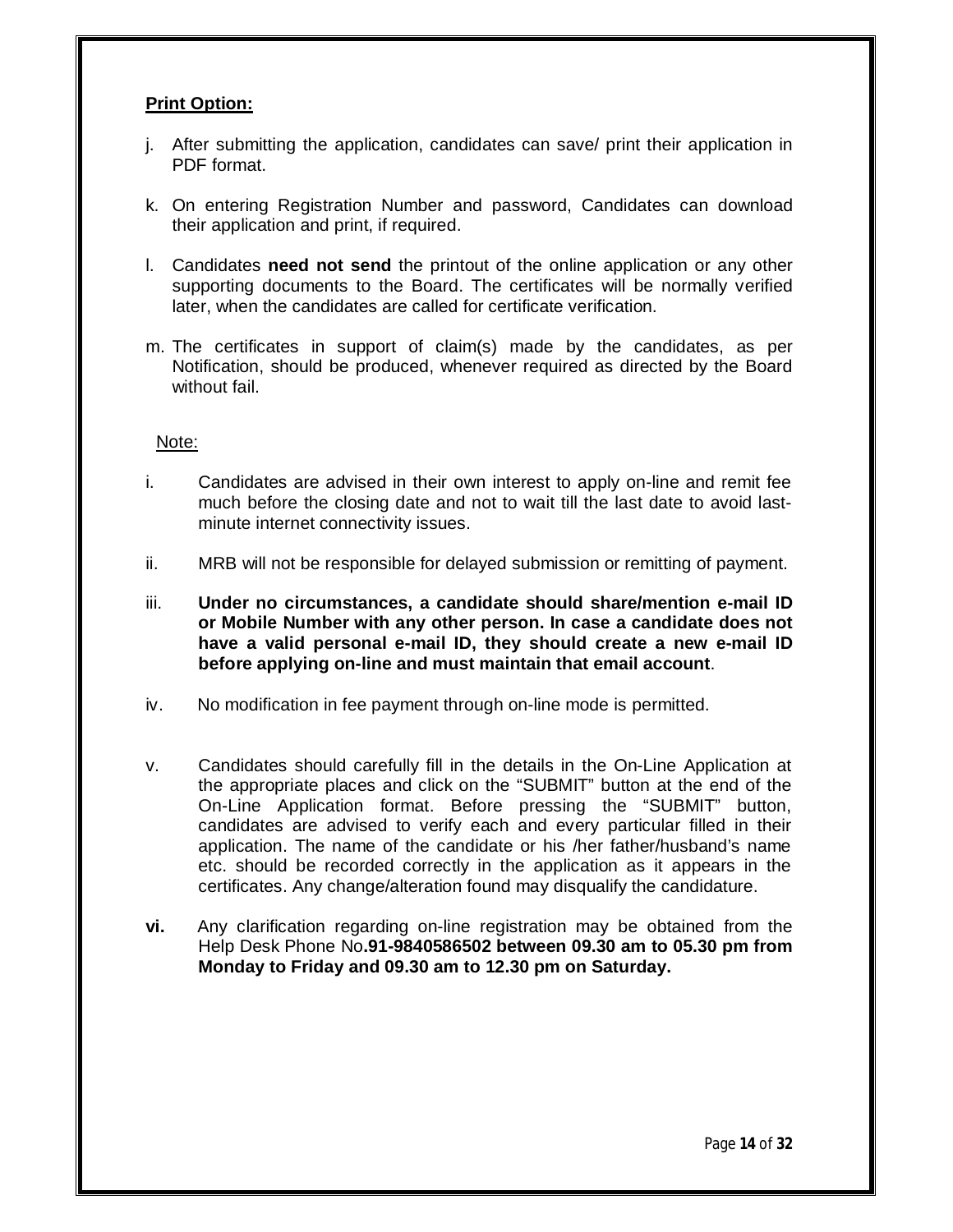**Print Option:**

j. After submitting the application, candidates can save/ print their application in PDF format.

k. On entering Registration Number and password, Candidates can download their application and print, if required.

l. Candidates **need not send** the printout of the online application or any other supporting documents to the Board. The certificates will be normally verified later, when the candidates are called for certificate verification.

m. The certificates in support of claim(s) made by the candidates, as per Notification, should be produced, whenever required as directed by the Board without fail.

Note:

i. Candidates are advised in their own interest to apply on-line and remit fee much before the closing date and not to wait till the last date to avoid last-minute internet connectivity issues.

ii. MRB will not be responsible for delayed submission or remitting of payment.

iii. **Under no circumstances, a candidate should share/mention e-mail ID or Mobile Number with any other person. In case a candidate does not have a valid personal e-mail ID, they should create a new e-mail ID before applying on-line and must maintain that email account**.

iv. No modification in fee payment through on-line mode is permitted.

v. Candidates should carefully fill in the details in the On-Line Application at the appropriate places and click on the "SUBMIT" button at the end of the On-Line Application format. Before pressing the "SUBMIT" button, candidates are advised to verify each and every particular filled in their application. The name of the candidate or his /her father/husband's name etc. should be recorded correctly in the application as it appears in the certificates. Any change/alteration found may disqualify the candidature.

**vi.** Any clarification regarding on-line registration may be obtained from the Help Desk Phone No**.91-9840586502 between 09.30 am to 05.30 pm from Monday to Friday and 09.30 am to 12.30 pm on Saturday.**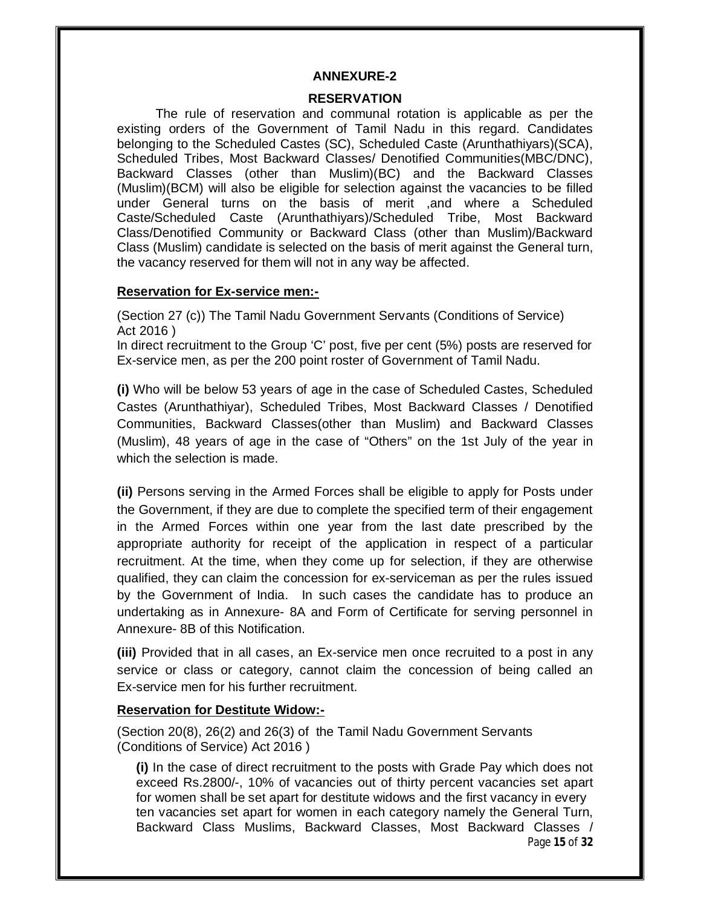## ANNEXURE-2

## RESERVATION

The rule of reservation and communal rotation is applicable as per the existing orders of the Government of Tamil Nadu in this regard. Candidates belonging to the Scheduled Castes (SC), Scheduled Caste (Arunthathiyars)(SCA), Scheduled Tribes, Most Backward Classes/ Denotified Communities(MBC/DNC), Backward Classes (other than Muslim)(BC) and the Backward Classes (Muslim)(BCM) will also be eligible for selection against the vacancies to be filled under General turns on the basis of merit ,and where a Scheduled Caste/Scheduled Caste (Arunthathiyars)/Scheduled Tribe, Most Backward Class/Denotified Community or Backward Class (other than Muslim)/Backward Class (Muslim) candidate is selected on the basis of merit against the General turn, the vacancy reserved for them will not in any way be affected.

**Reservation for Ex-service men:-**

(Section 27 (c)) The Tamil Nadu Government Servants (Conditions of Service) Act 2016 )

In direct recruitment to the Group 'C' post, five per cent (5%) posts are reserved for Ex-service men, as per the 200 point roster of Government of Tamil Nadu.

**(i)** Who will be below 53 years of age in the case of Scheduled Castes, Scheduled Castes (Arunthathiyar), Scheduled Tribes, Most Backward Classes / Denotified Communities, Backward Classes(other than Muslim) and Backward Classes (Muslim), 48 years of age in the case of "Others" on the 1st July of the year in which the selection is made.

**(ii)** Persons serving in the Armed Forces shall be eligible to apply for Posts under the Government, if they are due to complete the specified term of their engagement in the Armed Forces within one year from the last date prescribed by the appropriate authority for receipt of the application in respect of a particular recruitment. At the time, when they come up for selection, if they are otherwise qualified, they can claim the concession for ex-serviceman as per the rules issued by the Government of India. In such cases the candidate has to produce an undertaking as in Annexure- 8A and Form of Certificate for serving personnel in Annexure- 8B of this Notification.

**(iii)** Provided that in all cases, an Ex-service men once recruited to a post in any service or class or category, cannot claim the concession of being called an Ex-service men for his further recruitment.

**Reservation for Destitute Widow:-**

(Section 20(8), 26(2) and 26(3) of the Tamil Nadu Government Servants (Conditions of Service) Act 2016 )

**(i)** In the case of direct recruitment to the posts with Grade Pay which does not exceed Rs.2800/-, 10% of vacancies out of thirty percent vacancies set apart for women shall be set apart for destitute widows and the first vacancy in every ten vacancies set apart for women in each category namely the General Turn, Backward Class Muslims, Backward Classes, Most Backward Classes /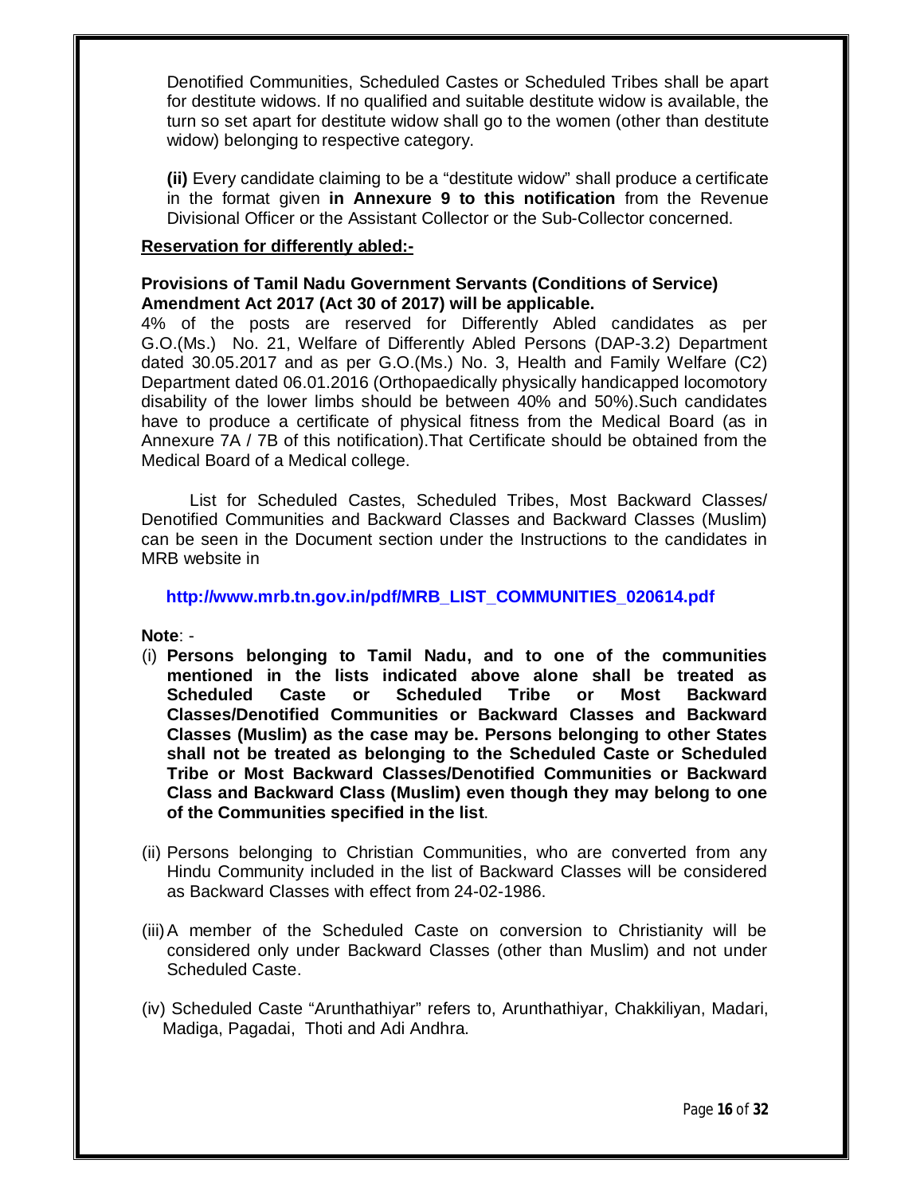Denotified Communities, Scheduled Castes or Scheduled Tribes shall be apart for destitute widows. If no qualified and suitable destitute widow is available, the turn so set apart for destitute widow shall go to the women (other than destitute widow) belonging to respective category.

**(ii)** Every candidate claiming to be a "destitute widow" shall produce a certificate in the format given **in Annexure 9 to this notification** from the Revenue Divisional Officer or the Assistant Collector or the Sub-Collector concerned.

**Reservation for differently abled:-**

**Provisions of Tamil Nadu Government Servants (Conditions of Service) Amendment Act 2017 (Act 30 of 2017) will be applicable.**

4% of the posts are reserved for Differently Abled candidates as per G.O.(Ms.) No. 21, Welfare of Differently Abled Persons (DAP-3.2) Department dated 30.05.2017 and as per G.O.(Ms.) No. 3, Health and Family Welfare (C2) Department dated 06.01.2016 (Orthopaedically physically handicapped locomotory disability of the lower limbs should be between 40% and 50%).Such candidates have to produce a certificate of physical fitness from the Medical Board (as in Annexure 7A / 7B of this notification).That Certificate should be obtained from the Medical Board of a Medical college.

List for Scheduled Castes, Scheduled Tribes, Most Backward Classes/ Denotified Communities and Backward Classes and Backward Classes (Muslim) can be seen in the Document section under the Instructions to the candidates in MRB website in

**http://www.mrb.tn.gov.in/pdf/MRB_LIST_COMMUNITIES_020614.pdf**

**Note**: -

(i) **Persons belonging to Tamil Nadu, and to one of the communities mentioned in the lists indicated above alone shall be treated as Scheduled Caste or Scheduled Tribe or Most Backward Classes/Denotified Communities or Backward Classes and Backward Classes (Muslim) as the case may be. Persons belonging to other States shall not be treated as belonging to the Scheduled Caste or Scheduled Tribe or Most Backward Classes/Denotified Communities or Backward Class and Backward Class (Muslim) even though they may belong to one of the Communities specified in the list**.

(ii) Persons belonging to Christian Communities, who are converted from any Hindu Community included in the list of Backward Classes will be considered as Backward Classes with effect from 24-02-1986.

(iii) A member of the Scheduled Caste on conversion to Christianity will be considered only under Backward Classes (other than Muslim) and not under Scheduled Caste.

(iv) Scheduled Caste "Arunthathiyar" refers to, Arunthathiyar, Chakkiliyan, Madari, Madiga, Pagadai, Thoti and Adi Andhra.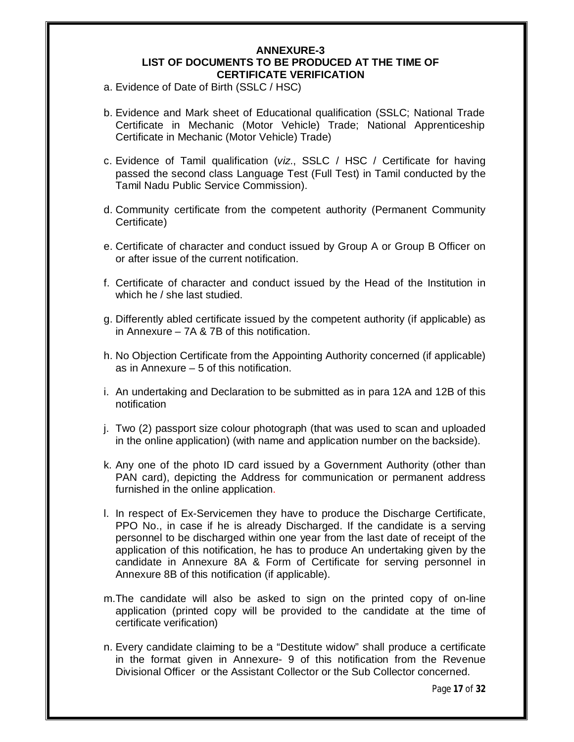## ANNEXURE-3

## LIST OF DOCUMENTS TO BE PRODUCED AT THE TIME OF CERTIFICATE VERIFICATION

a. Evidence of Date of Birth (SSLC / HSC)

b. Evidence and Mark sheet of Educational qualification (SSLC; National Trade Certificate in Mechanic (Motor Vehicle) Trade; National Apprenticeship Certificate in Mechanic (Motor Vehicle) Trade)

c. Evidence of Tamil qualification (*viz*., SSLC / HSC / Certificate for having passed the second class Language Test (Full Test) in Tamil conducted by the Tamil Nadu Public Service Commission).

d. Community certificate from the competent authority (Permanent Community Certificate)

e. Certificate of character and conduct issued by Group A or Group B Officer on or after issue of the current notification.

f. Certificate of character and conduct issued by the Head of the Institution in which he / she last studied.

g. Differently abled certificate issued by the competent authority (if applicable) as in Annexure – 7A & 7B of this notification.

h. No Objection Certificate from the Appointing Authority concerned (if applicable) as in Annexure – 5 of this notification.

i. An undertaking and Declaration to be submitted as in para 12A and 12B of this notification

j. Two (2) passport size colour photograph (that was used to scan and uploaded in the online application) (with name and application number on the backside).

k. Any one of the photo ID card issued by a Government Authority (other than PAN card), depicting the Address for communication or permanent address furnished in the online application.

l. In respect of Ex-Servicemen they have to produce the Discharge Certificate, PPO No., in case if he is already Discharged. If the candidate is a serving personnel to be discharged within one year from the last date of receipt of the application of this notification, he has to produce An undertaking given by the candidate in Annexure 8A & Form of Certificate for serving personnel in Annexure 8B of this notification (if applicable).

m. The candidate will also be asked to sign on the printed copy of on-line application (printed copy will be provided to the candidate at the time of certificate verification)

n. Every candidate claiming to be a "Destitute widow" shall produce a certificate in the format given in Annexure- 9 of this notification from the Revenue Divisional Officer or the Assistant Collector or the Sub Collector concerned.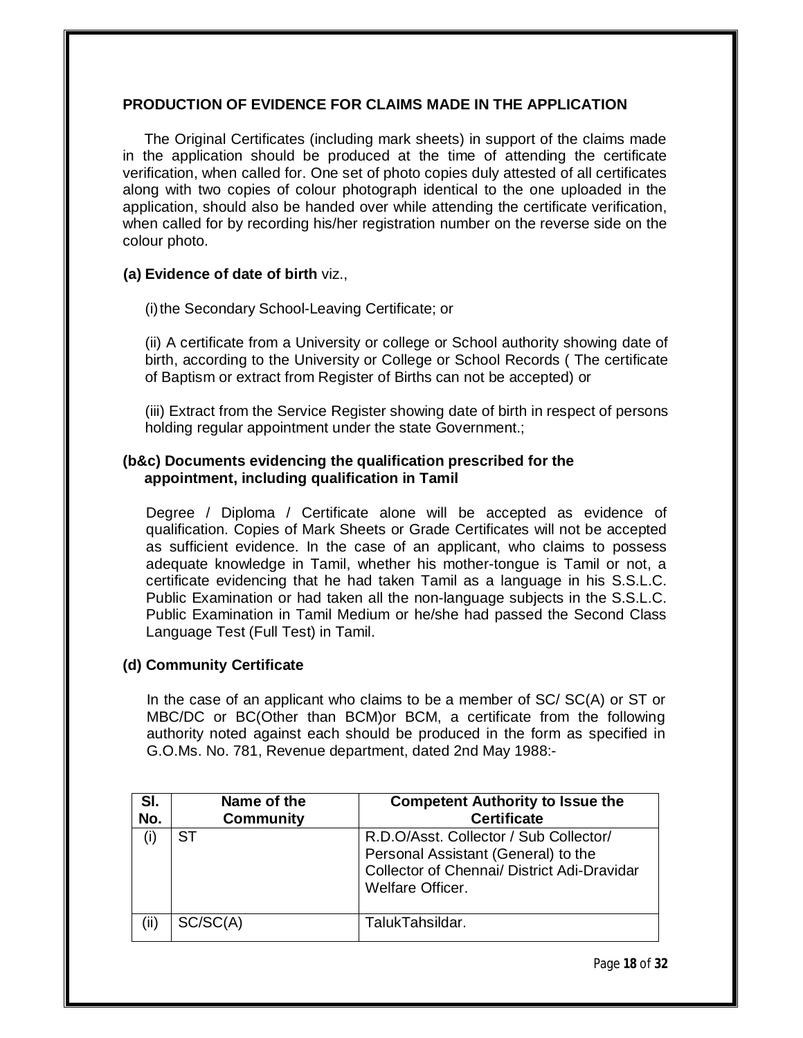### PRODUCTION OF EVIDENCE FOR CLAIMS MADE IN THE APPLICATION

The Original Certificates (including mark sheets) in support of the claims made in the application should be produced at the time of attending the certificate verification, when called for. One set of photo copies duly attested of all certificates along with two copies of colour photograph identical to the one uploaded in the application, should also be handed over while attending the certificate verification, when called for by recording his/her registration number on the reverse side on the colour photo.

**(a) Evidence of date of birth** viz.,

(i) the Secondary School-Leaving Certificate; or

(ii) A certificate from a University or college or School authority showing date of birth, according to the University or College or School Records ( The certificate of Baptism or extract from Register of Births can not be accepted) or

(iii) Extract from the Service Register showing date of birth in respect of persons holding regular appointment under the state Government.;

**(b&c) Documents evidencing the qualification prescribed for the appointment, including qualification in Tamil**

Degree / Diploma / Certificate alone will be accepted as evidence of qualification. Copies of Mark Sheets or Grade Certificates will not be accepted as sufficient evidence. In the case of an applicant, who claims to possess adequate knowledge in Tamil, whether his mother-tongue is Tamil or not, a certificate evidencing that he had taken Tamil as a language in his S.S.L.C. Public Examination or had taken all the non-language subjects in the S.S.L.C. Public Examination in Tamil Medium or he/she had passed the Second Class Language Test (Full Test) in Tamil.

**(d) Community Certificate**

In the case of an applicant who claims to be a member of SC/ SC(A) or ST or MBC/DC or BC(Other than BCM)or BCM, a certificate from the following authority noted against each should be produced in the form as specified in G.O.Ms. No. 781, Revenue department, dated 2nd May 1988:-

| Sl. No. | Name of the Community | Competent Authority to Issue the Certificate |
|---|---|---|
| (i) | ST | R.D.O/Asst. Collector / Sub Collector/ Personal Assistant (General) to the Collector of Chennai/ District Adi-Dravidar Welfare Officer. |
| (ii) | SC/SC(A) | TalukTahsildar. |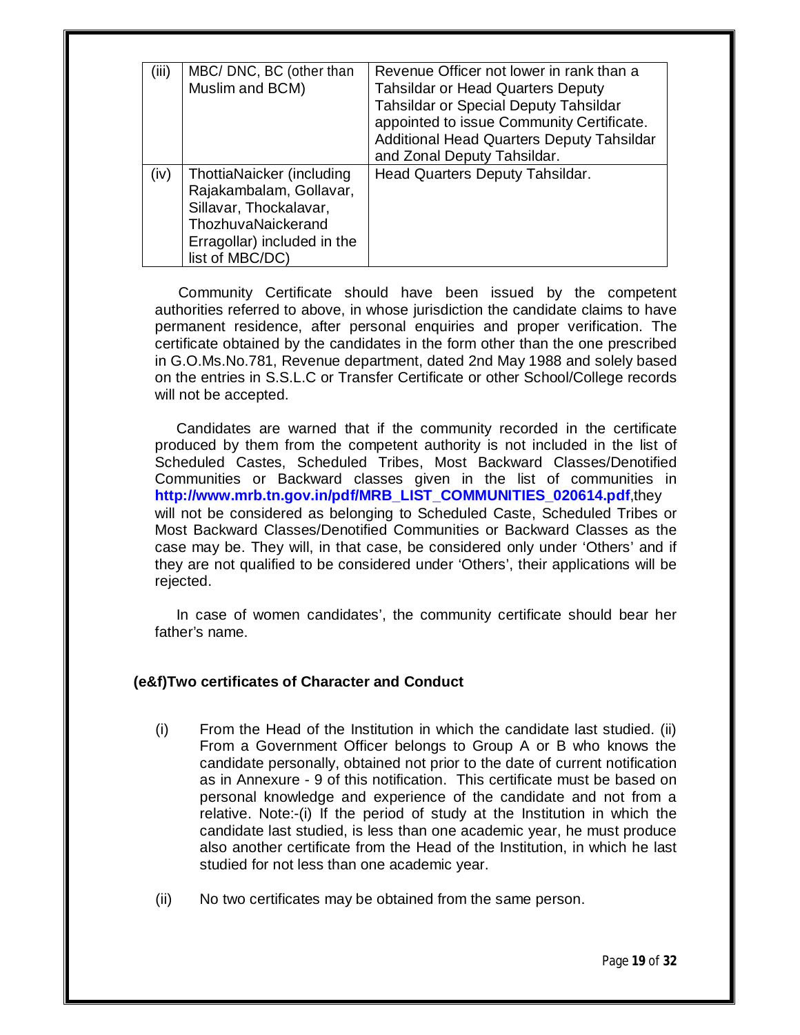| (iii) | MBC/ DNC, BC (other than Muslim and BCM) | Revenue Officer not lower in rank than a Tahsildar or Head Quarters Deputy Tahsildar or Special Deputy Tahsildar appointed to issue Community Certificate. Additional Head Quarters Deputy Tahsildar and Zonal Deputy Tahsildar. |
|---|---|---|
| (iv) | ThottiaNaicker (including Rajakambalam, Gollavar, Sillavar, Thockalavar, ThozhuvaNaickerand Erragollar) included in the list of MBC/DC) | Head Quarters Deputy Tahsildar. |

Community Certificate should have been issued by the competent authorities referred to above, in whose jurisdiction the candidate claims to have permanent residence, after personal enquiries and proper verification. The certificate obtained by the candidates in the form other than the one prescribed in G.O.Ms.No.781, Revenue department, dated 2nd May 1988 and solely based on the entries in S.S.L.C or Transfer Certificate or other School/College records will not be accepted.

Candidates are warned that if the community recorded in the certificate produced by them from the competent authority is not included in the list of Scheduled Castes, Scheduled Tribes, Most Backward Classes/Denotified Communities or Backward classes given in the list of communities in **http://www.mrb.tn.gov.in/pdf/MRB_LIST_COMMUNITIES_020614.pdf**,they will not be considered as belonging to Scheduled Caste, Scheduled Tribes or Most Backward Classes/Denotified Communities or Backward Classes as the case may be. They will, in that case, be considered only under 'Others' and if they are not qualified to be considered under 'Others', their applications will be rejected.

In case of women candidates', the community certificate should bear her father's name.

**(e&f)Two certificates of Character and Conduct**

(i) From the Head of the Institution in which the candidate last studied. (ii) From a Government Officer belongs to Group A or B who knows the candidate personally, obtained not prior to the date of current notification as in Annexure - 9 of this notification. This certificate must be based on personal knowledge and experience of the candidate and not from a relative. Note:-(i) If the period of study at the Institution in which the candidate last studied, is less than one academic year, he must produce also another certificate from the Head of the Institution, in which he last studied for not less than one academic year.

(ii) No two certificates may be obtained from the same person.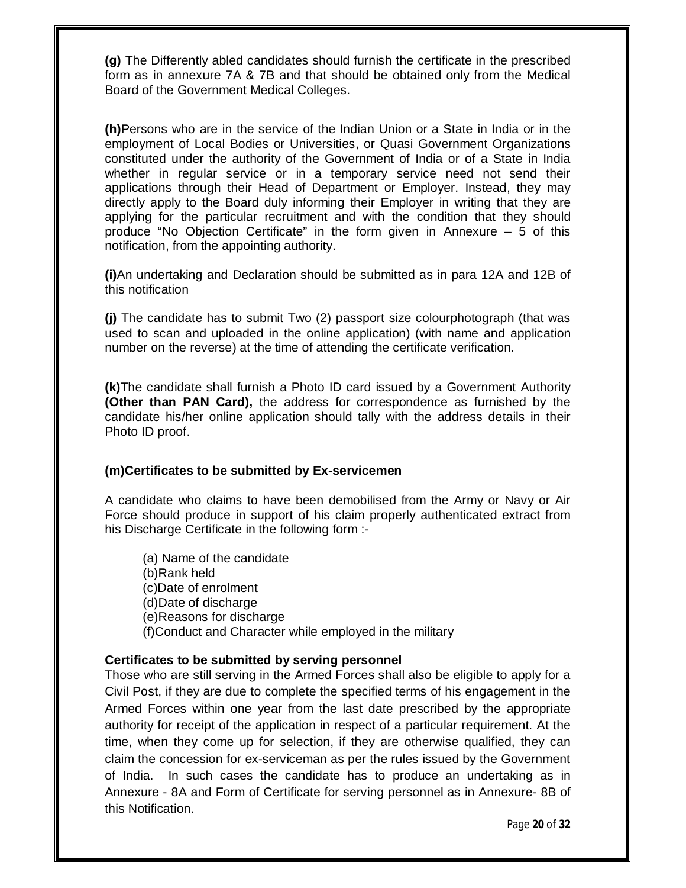**(g)** The Differently abled candidates should furnish the certificate in the prescribed form as in annexure 7A & 7B and that should be obtained only from the Medical Board of the Government Medical Colleges.

**(h)**Persons who are in the service of the Indian Union or a State in India or in the employment of Local Bodies or Universities, or Quasi Government Organizations constituted under the authority of the Government of India or of a State in India whether in regular service or in a temporary service need not send their applications through their Head of Department or Employer. Instead, they may directly apply to the Board duly informing their Employer in writing that they are applying for the particular recruitment and with the condition that they should produce "No Objection Certificate" in the form given in Annexure – 5 of this notification, from the appointing authority.

**(i)**An undertaking and Declaration should be submitted as in para 12A and 12B of this notification

**(j)** The candidate has to submit Two (2) passport size colourphotograph (that was used to scan and uploaded in the online application) (with name and application number on the reverse) at the time of attending the certificate verification.

**(k)**The candidate shall furnish a Photo ID card issued by a Government Authority **(Other than PAN Card),** the address for correspondence as furnished by the candidate his/her online application should tally with the address details in their Photo ID proof.

**(m)Certificates to be submitted by Ex-servicemen**

A candidate who claims to have been demobilised from the Army or Navy or Air Force should produce in support of his claim properly authenticated extract from his Discharge Certificate in the following form :-

(a) Name of the candidate
(b)Rank held
(c)Date of enrolment
(d)Date of discharge
(e)Reasons for discharge
(f)Conduct and Character while employed in the military

**Certificates to be submitted by serving personnel**

Those who are still serving in the Armed Forces shall also be eligible to apply for a Civil Post, if they are due to complete the specified terms of his engagement in the Armed Forces within one year from the last date prescribed by the appropriate authority for receipt of the application in respect of a particular requirement. At the time, when they come up for selection, if they are otherwise qualified, they can claim the concession for ex-serviceman as per the rules issued by the Government of India. In such cases the candidate has to produce an undertaking as in Annexure - 8A and Form of Certificate for serving personnel as in Annexure- 8B of this Notification.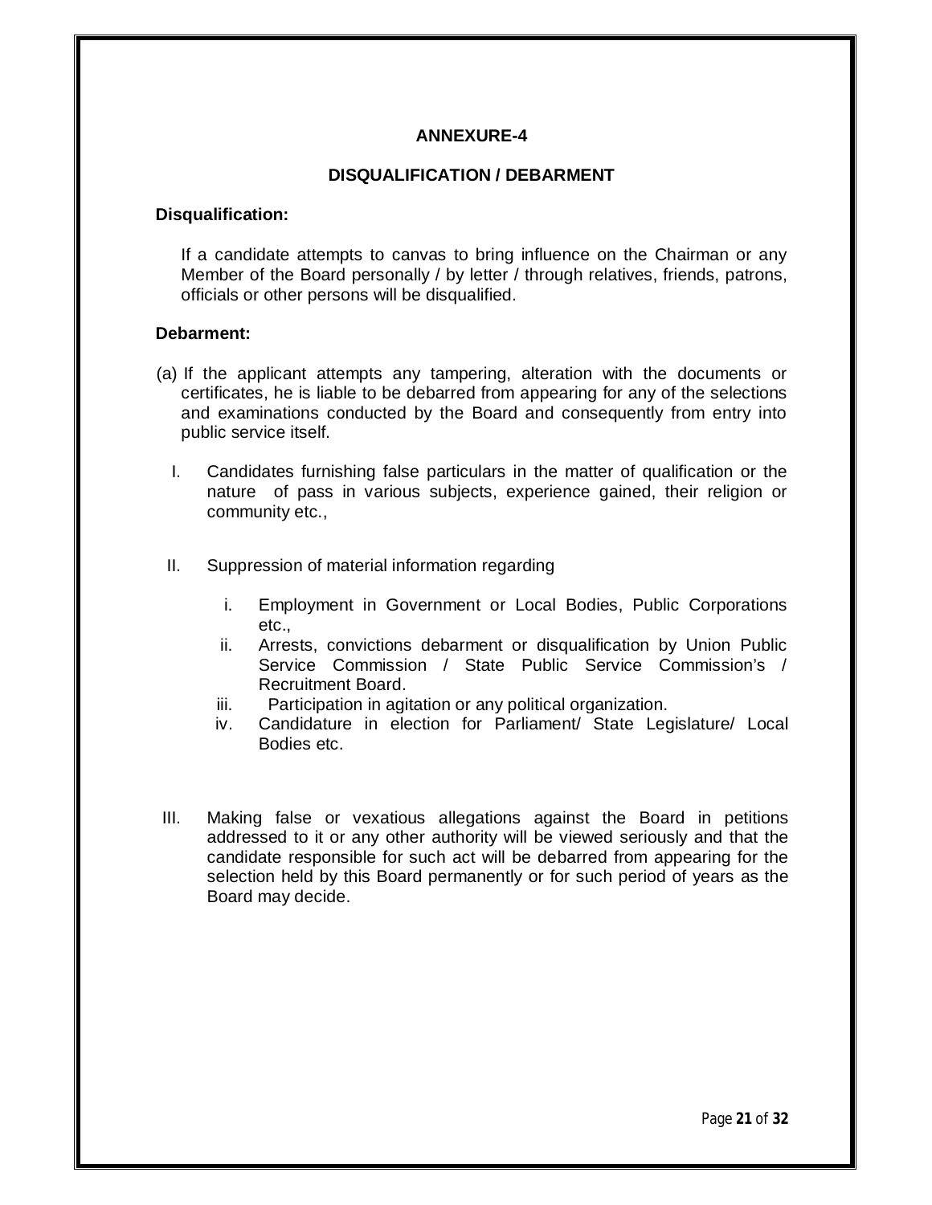## ANNEXURE-4

### DISQUALIFICATION / DEBARMENT

**Disqualification:**

If a candidate attempts to canvas to bring influence on the Chairman or any Member of the Board personally / by letter / through relatives, friends, patrons, officials or other persons will be disqualified.

**Debarment:**

(a) If the applicant attempts any tampering, alteration with the documents or certificates, he is liable to be debarred from appearing for any of the selections and examinations conducted by the Board and consequently from entry into public service itself.

I. Candidates furnishing false particulars in the matter of qualification or the nature of pass in various subjects, experience gained, their religion or community etc.,

II. Suppression of material information regarding

   i. Employment in Government or Local Bodies, Public Corporations etc.,
   ii. Arrests, convictions debarment or disqualification by Union Public Service Commission / State Public Service Commission's / Recruitment Board.
   iii. Participation in agitation or any political organization.
   iv. Candidature in election for Parliament/ State Legislature/ Local Bodies etc.

III. Making false or vexatious allegations against the Board in petitions addressed to it or any other authority will be viewed seriously and that the candidate responsible for such act will be debarred from appearing for the selection held by this Board permanently or for such period of years as the Board may decide.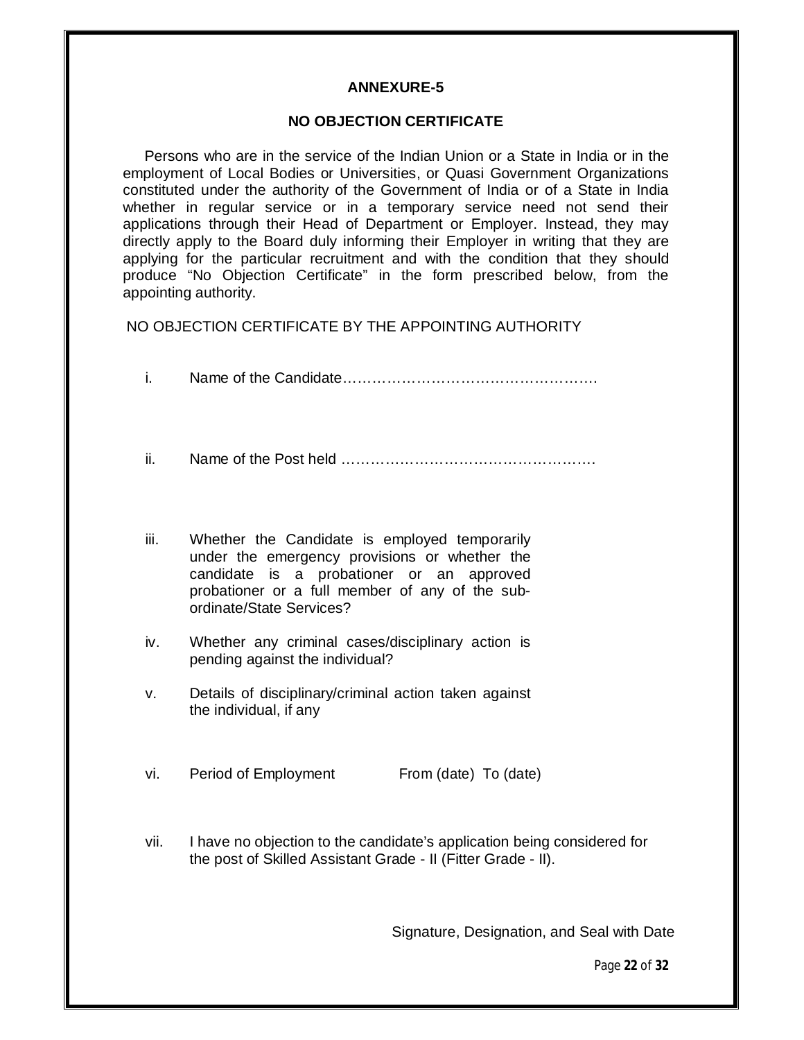## ANNEXURE-5

## NO OBJECTION CERTIFICATE

Persons who are in the service of the Indian Union or a State in India or in the employment of Local Bodies or Universities, or Quasi Government Organizations constituted under the authority of the Government of India or of a State in India whether in regular service or in a temporary service need not send their applications through their Head of Department or Employer. Instead, they may directly apply to the Board duly informing their Employer in writing that they are applying for the particular recruitment and with the condition that they should produce “No Objection Certificate” in the form prescribed below, from the appointing authority.

NO OBJECTION CERTIFICATE BY THE APPOINTING AUTHORITY

i. Name of the Candidate…………………………………………….

ii. Name of the Post held …………………………………………….

iii. Whether the Candidate is employed temporarily under the emergency provisions or whether the candidate is a probationer or an approved probationer or a full member of any of the sub-ordinate/State Services?

iv. Whether any criminal cases/disciplinary action is pending against the individual?

v. Details of disciplinary/criminal action taken against the individual, if any

vi. Period of Employment From (date) To (date)

vii. I have no objection to the candidate’s application being considered for the post of Skilled Assistant Grade - II (Fitter Grade - II).

Signature, Designation, and Seal with Date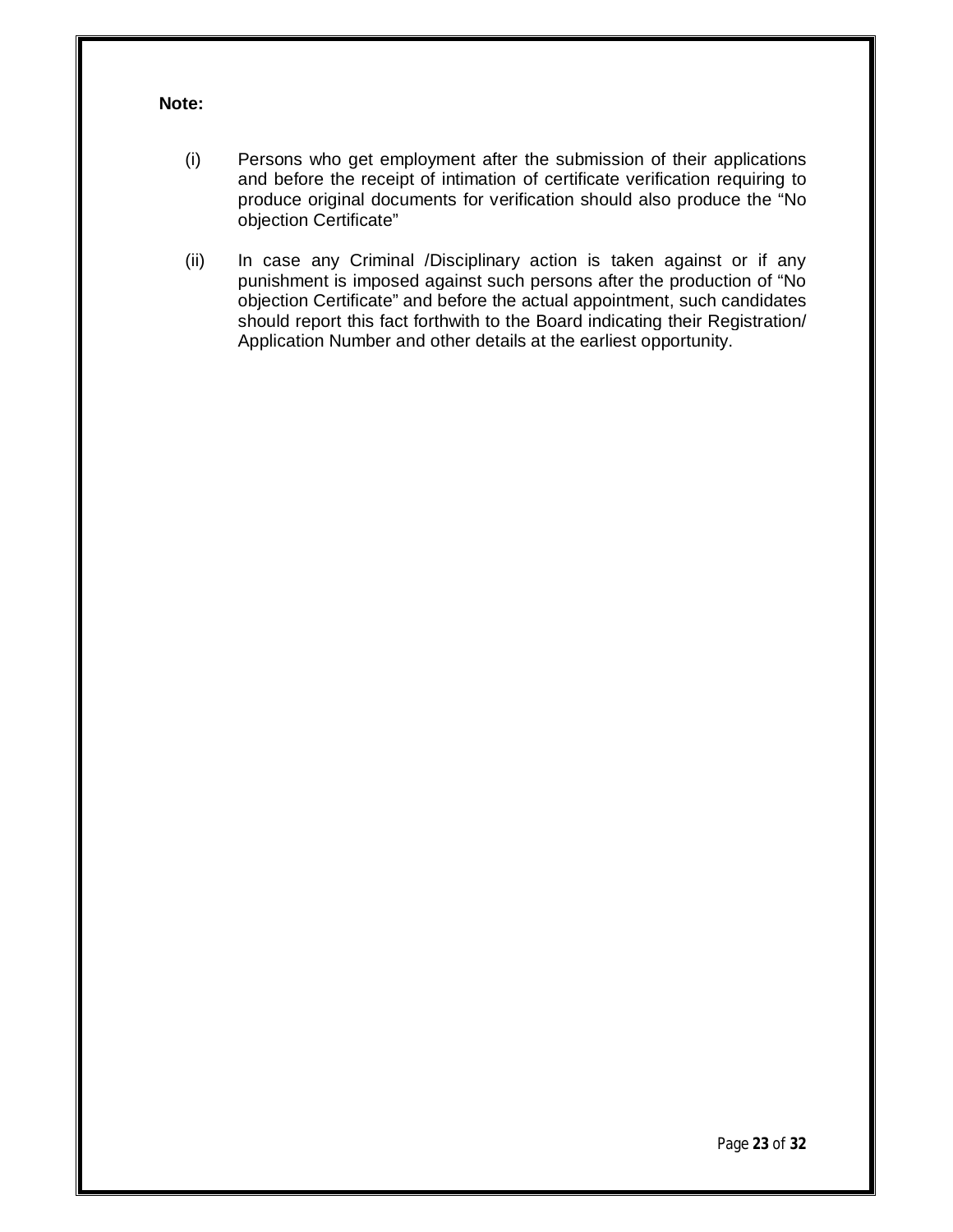**Note:**

(i) Persons who get employment after the submission of their applications and before the receipt of intimation of certificate verification requiring to produce original documents for verification should also produce the “No objection Certificate”

(ii) In case any Criminal /Disciplinary action is taken against or if any punishment is imposed against such persons after the production of “No objection Certificate” and before the actual appointment, such candidates should report this fact forthwith to the Board indicating their Registration/ Application Number and other details at the earliest opportunity.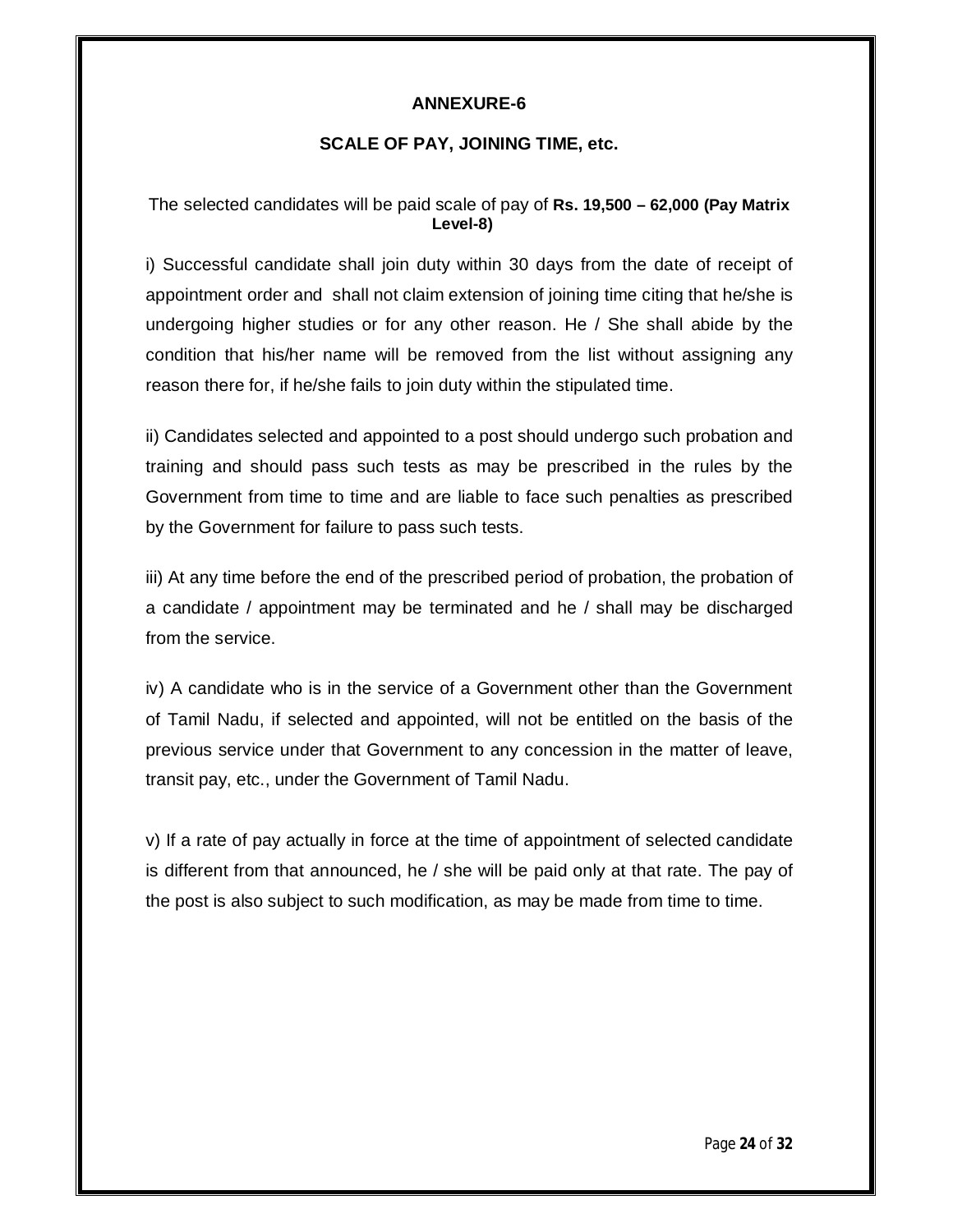## ANNEXURE-6

### SCALE OF PAY, JOINING TIME, etc.

The selected candidates will be paid scale of pay of **Rs. 19,500 – 62,000 (Pay Matrix Level-8)**

i) Successful candidate shall join duty within 30 days from the date of receipt of appointment order and shall not claim extension of joining time citing that he/she is undergoing higher studies or for any other reason. He / She shall abide by the condition that his/her name will be removed from the list without assigning any reason there for, if he/she fails to join duty within the stipulated time.

ii) Candidates selected and appointed to a post should undergo such probation and training and should pass such tests as may be prescribed in the rules by the Government from time to time and are liable to face such penalties as prescribed by the Government for failure to pass such tests.

iii) At any time before the end of the prescribed period of probation, the probation of a candidate / appointment may be terminated and he / shall may be discharged from the service.

iv) A candidate who is in the service of a Government other than the Government of Tamil Nadu, if selected and appointed, will not be entitled on the basis of the previous service under that Government to any concession in the matter of leave, transit pay, etc., under the Government of Tamil Nadu.

v) If a rate of pay actually in force at the time of appointment of selected candidate is different from that announced, he / she will be paid only at that rate. The pay of the post is also subject to such modification, as may be made from time to time.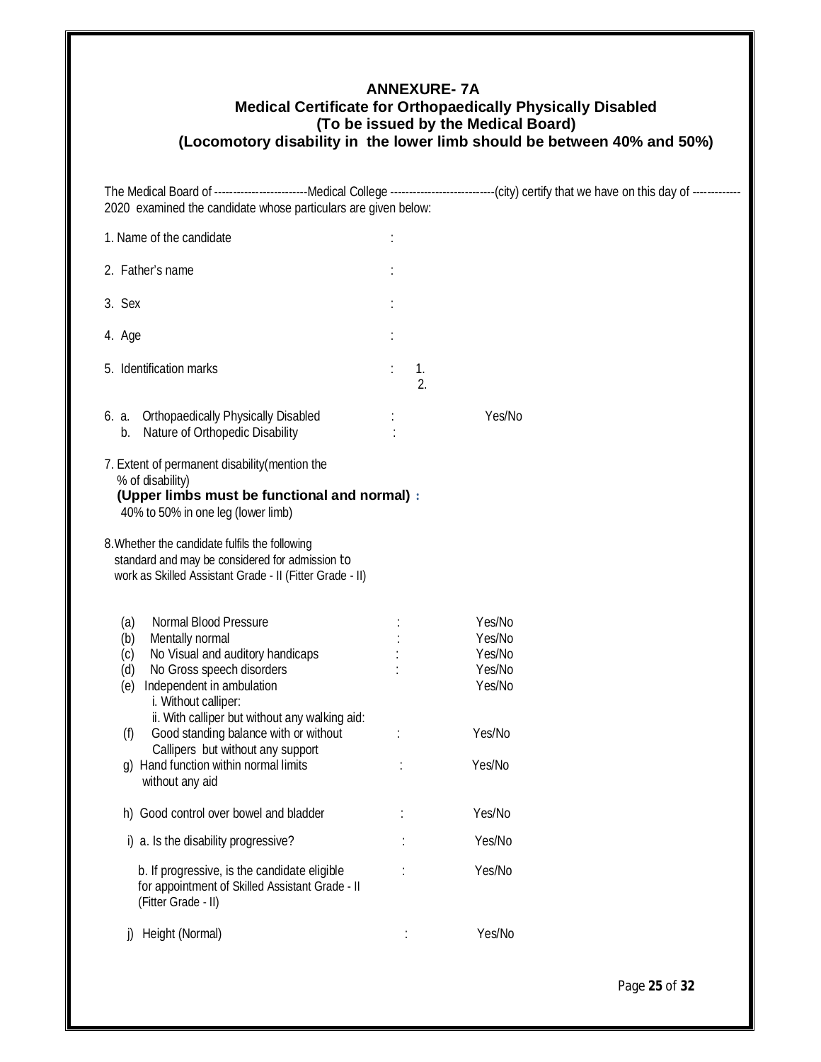## ANNEXURE- 7A

### Medical Certificate for Orthopaedically Physically Disabled

### (To be issued by the Medical Board)

### (Locomotory disability in the lower limb should be between 40% and 50%)

The Medical Board of -------------------------Medical College ---------------------------(city) certify that we have on this day of ------------- 2020 examined the candidate whose particulars are given below:

1. Name of the candidate :

2. Father's name :

3. Sex :

4. Age :

5. Identification marks : 1.
   2.

6. a. Orthopaedically Physically Disabled : Yes/No
   b. Nature of Orthopedic Disability :

7. Extent of permanent disability(mention the % of disability)
   **(Upper limbs must be functional and normal) :**
   40% to 50% in one leg (lower limb)

8. Whether the candidate fulfils the following standard and may be considered for admission to work as Skilled Assistant Grade - II (Fitter Grade - II)

   (a) Normal Blood Pressure : Yes/No
   (b) Mentally normal : Yes/No
   (c) No Visual and auditory handicaps : Yes/No
   (d) No Gross speech disorders : Yes/No
   (e) Independent in ambulation Yes/No
      i. Without calliper:
      ii. With calliper but without any walking aid:
   (f) Good standing balance with or without Callipers but without any support : Yes/No
   g) Hand function within normal limits without any aid : Yes/No

   h) Good control over bowel and bladder : Yes/No

   i) a. Is the disability progressive? : Yes/No

      b. If progressive, is the candidate eligible for appointment of Skilled Assistant Grade - II (Fitter Grade - II) : Yes/No

   j) Height (Normal) : Yes/No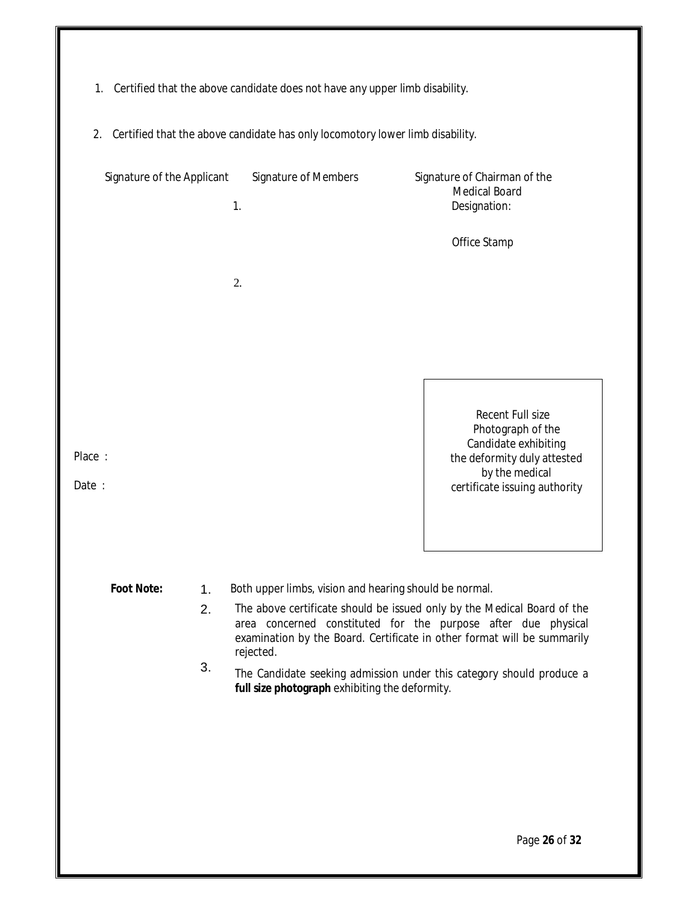1. Certified that the above candidate does not have any upper limb disability.

2. Certified that the above candidate has only locomotory lower limb disability.

| Signature of the Applicant | Signature of Members | Signature of Chairman of the Medical Board |
|---|---|---|
| | 1. | Designation: |
| | | Office Stamp |
| | 2. | |

Place :

Date :

Recent Full size Photograph of the Candidate exhibiting the deformity duly attested by the medical certificate issuing authority

**Foot Note:**

1. Both upper limbs, vision and hearing should be normal.
2. The above certificate should be issued only by the Medical Board of the area concerned constituted for the purpose after due physical examination by the Board. Certificate in other format will be summarily rejected.
3. The Candidate seeking admission under this category should produce a **full size photograph** exhibiting the deformity.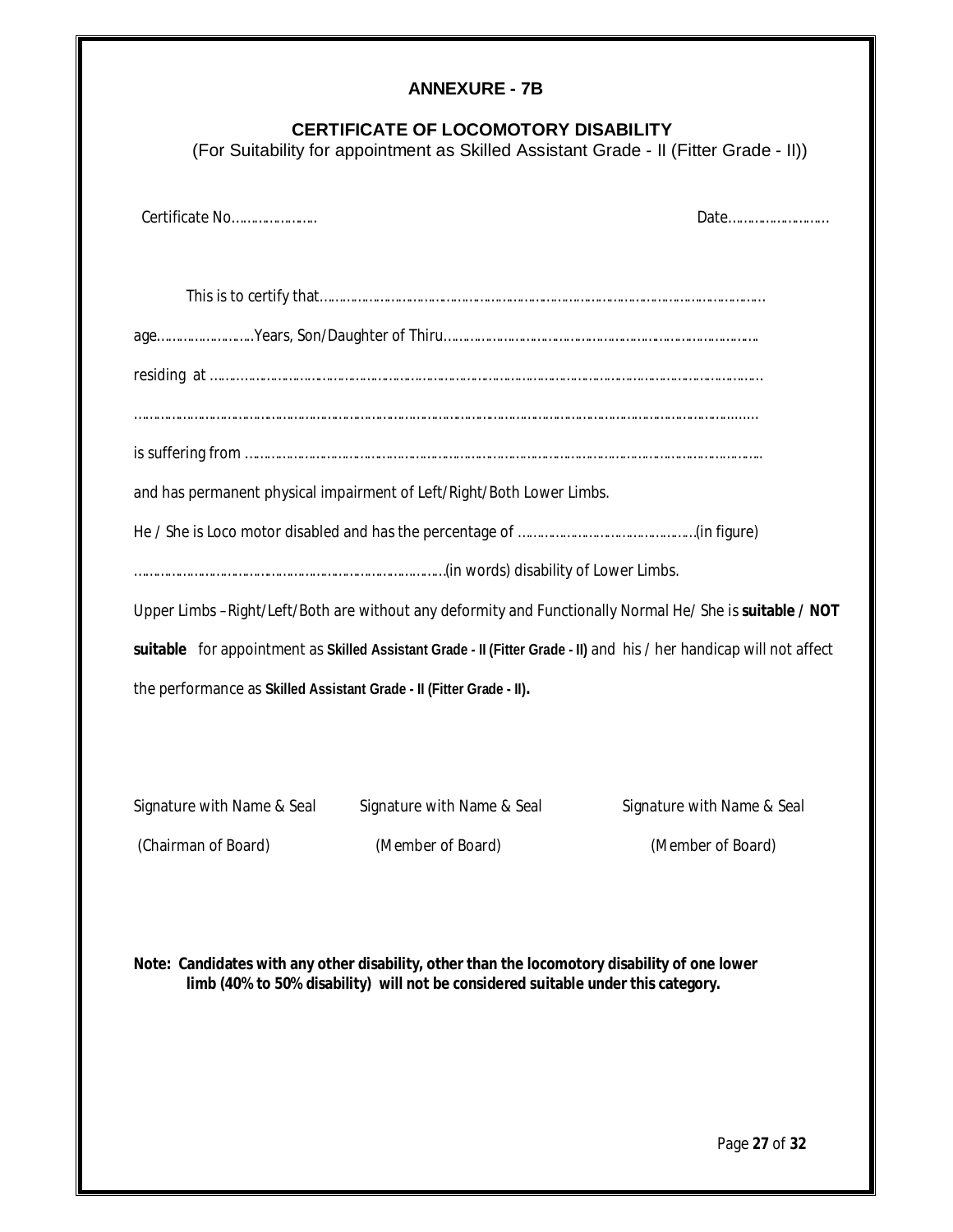## ANNEXURE - 7B

### CERTIFICATE OF LOCOMOTORY DISABILITY

(For Suitability for appointment as Skilled Assistant Grade - II (Fitter Grade - II))

Certificate No………………… Date………………………

This is to certify that…………………………………………………………………………………………………………

age…………………….Years, Son/Daughter of Thiru……………………………………………………………………….

residing at ………………………………………………………………………………………………………………………

…………………………………………………………………………………………………………………………………

is suffering from ………………………………………………………………………………………………………………

and has permanent physical impairment of Left/Right/Both Lower Limbs.

He / She is Loco motor disabled and has the percentage of ………………………………………(in figure)

………………………………………………………………………(in words) disability of Lower Limbs.

Upper Limbs –Right/Left/Both are without any deformity and Functionally Normal He/ She is **suitable / NOT suitable** for appointment as **Skilled Assistant Grade - II (Fitter Grade - II)** and his / her handicap will not affect the performance as **Skilled Assistant Grade - II (Fitter Grade - II).**

| Signature with Name & Seal | Signature with Name & Seal | Signature with Name & Seal |
|---|---|---|
| (Chairman of Board) | (Member of Board) | (Member of Board) |

**Note: Candidates with any other disability, other than the locomotory disability of one lower limb (40% to 50% disability) will not be considered suitable under this category.**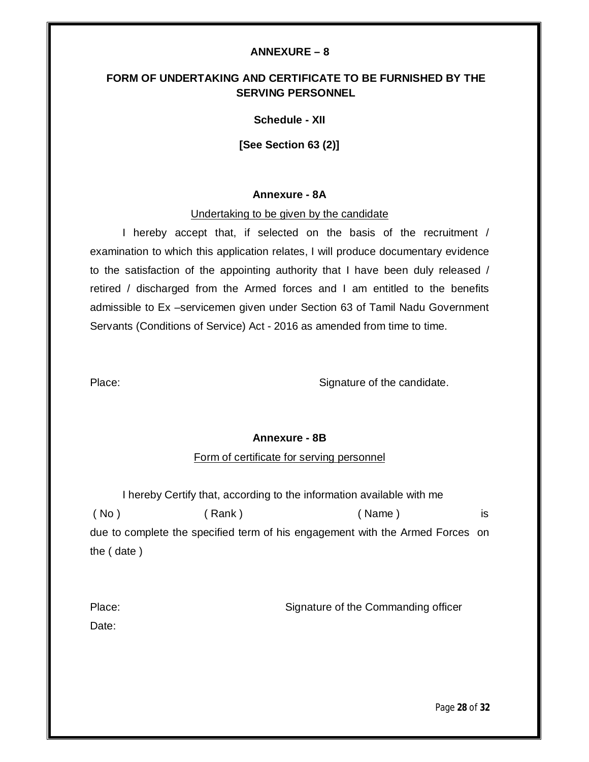## ANNEXURE – 8

## FORM OF UNDERTAKING AND CERTIFICATE TO BE FURNISHED BY THE SERVING PERSONNEL

**Schedule - XII**

**[See Section 63 (2)]**

### Annexure - 8A

Undertaking to be given by the candidate

I hereby accept that, if selected on the basis of the recruitment / examination to which this application relates, I will produce documentary evidence to the satisfaction of the appointing authority that I have been duly released / retired / discharged from the Armed forces and I am entitled to the benefits admissible to Ex –servicemen given under Section 63 of Tamil Nadu Government Servants (Conditions of Service) Act - 2016 as amended from time to time.

Place: Signature of the candidate.

### Annexure - 8B

Form of certificate for serving personnel

I hereby Certify that, according to the information available with me ( No ) ( Rank ) ( Name ) is due to complete the specified term of his engagement with the Armed Forces on the ( date )

Place: Signature of the Commanding officer

Date: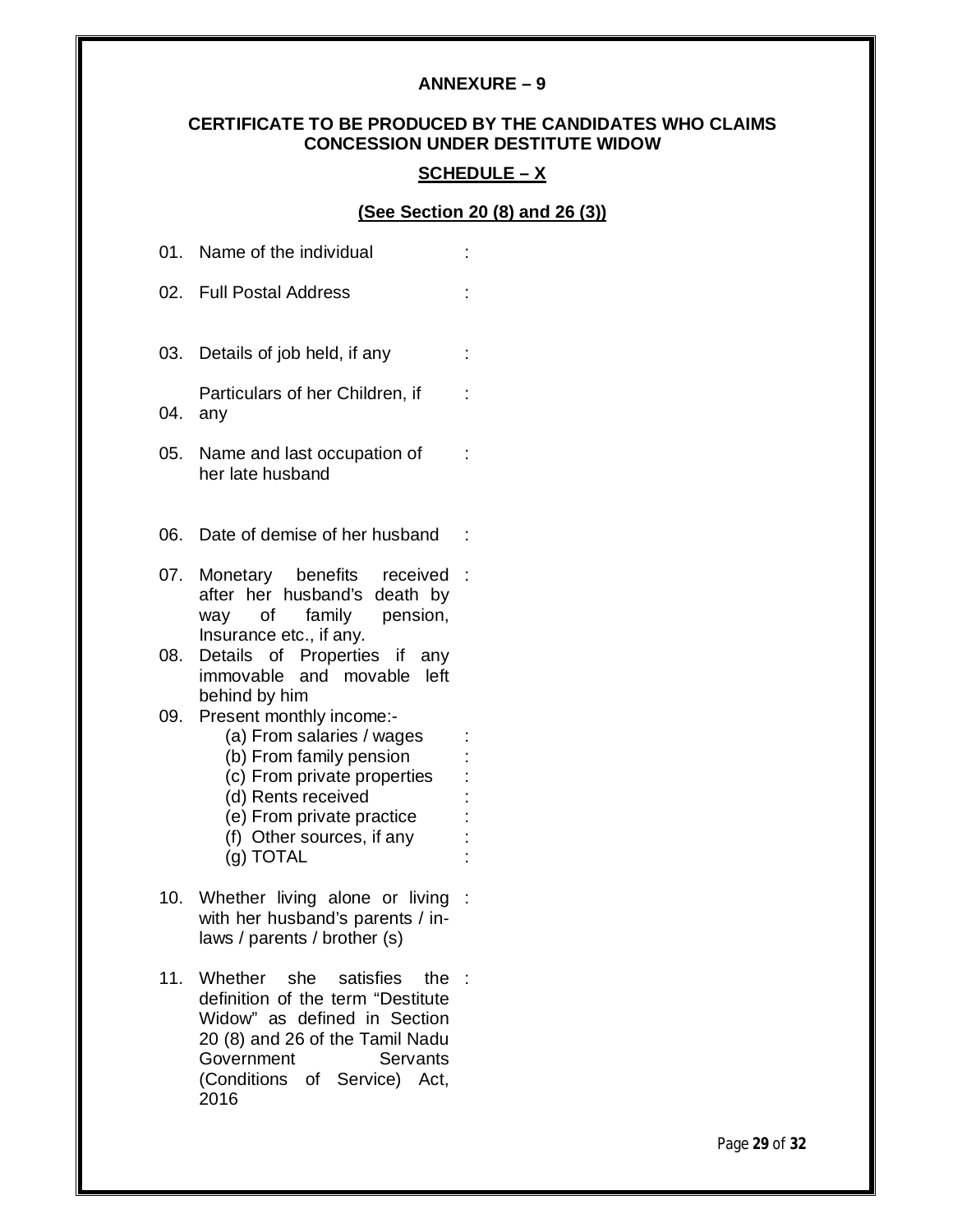**ANNEXURE – 9**

**CERTIFICATE TO BE PRODUCED BY THE CANDIDATES WHO CLAIMS CONCESSION UNDER DESTITUTE WIDOW**

**SCHEDULE – X**

**(See Section 20 (8) and 26 (3))**

01. Name of the individual :

02. Full Postal Address :

03. Details of job held, if any :

04. Particulars of her Children, if any :

05. Name and last occupation of her late husband :

06. Date of demise of her husband :

07. Monetary benefits received after her husband's death by way of family pension, Insurance etc., if any. :

08. Details of Properties if any immovable and movable left behind by him

09. Present monthly income:-
    - (a) From salaries / wages :
    - (b) From family pension :
    - (c) From private properties :
    - (d) Rents received :
    - (e) From private practice :
    - (f) Other sources, if any :
    - (g) TOTAL :

10. Whether living alone or living with her husband's parents / in-laws / parents / brother (s) :

11. Whether she satisfies the definition of the term "Destitute Widow" as defined in Section 20 (8) and 26 of the Tamil Nadu Government Servants (Conditions of Service) Act, 2016 :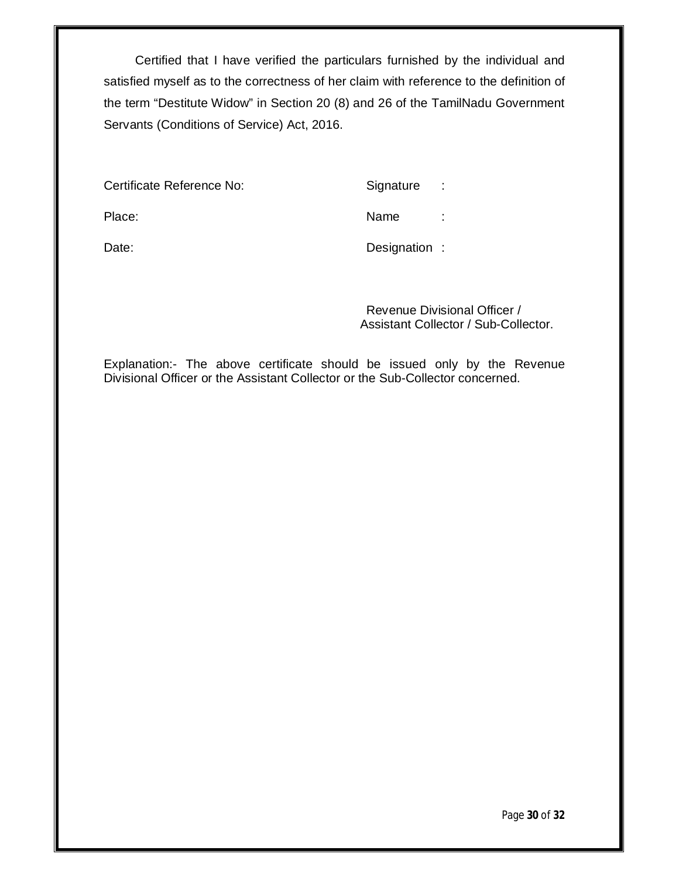Certified that I have verified the particulars furnished by the individual and satisfied myself as to the correctness of her claim with reference to the definition of the term “Destitute Widow” in Section 20 (8) and 26 of the TamilNadu Government Servants (Conditions of Service) Act, 2016.

| | |
|---|---|
| Certificate Reference No: | Signature : |
| Place: | Name : |
| Date: | Designation : |

Revenue Divisional Officer /
Assistant Collector / Sub-Collector.

Explanation:- The above certificate should be issued only by the Revenue Divisional Officer or the Assistant Collector or the Sub-Collector concerned.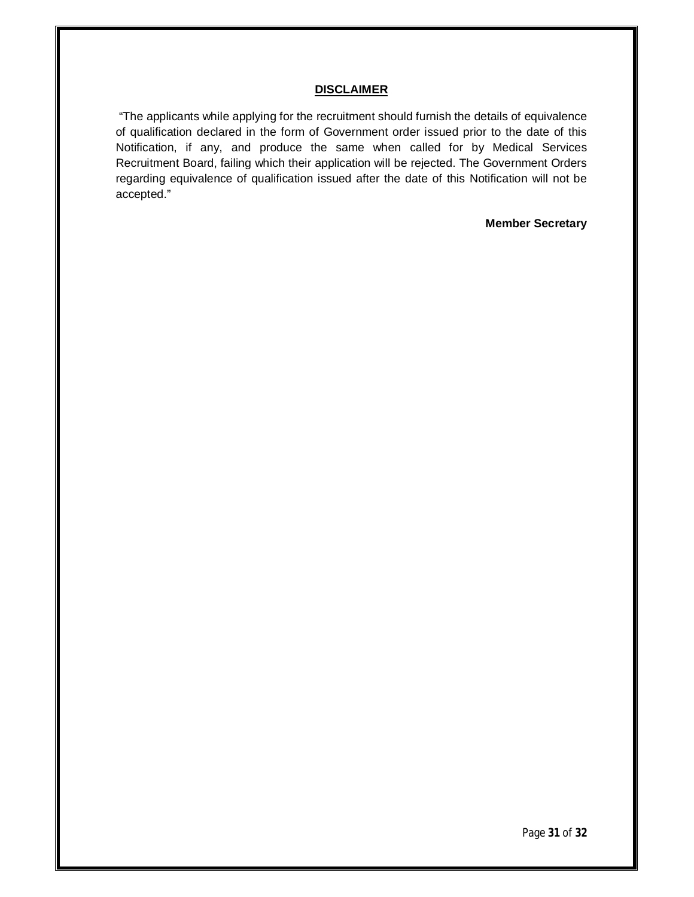## DISCLAIMER

"The applicants while applying for the recruitment should furnish the details of equivalence of qualification declared in the form of Government order issued prior to the date of this Notification, if any, and produce the same when called for by Medical Services Recruitment Board, failing which their application will be rejected. The Government Orders regarding equivalence of qualification issued after the date of this Notification will not be accepted."

**Member Secretary**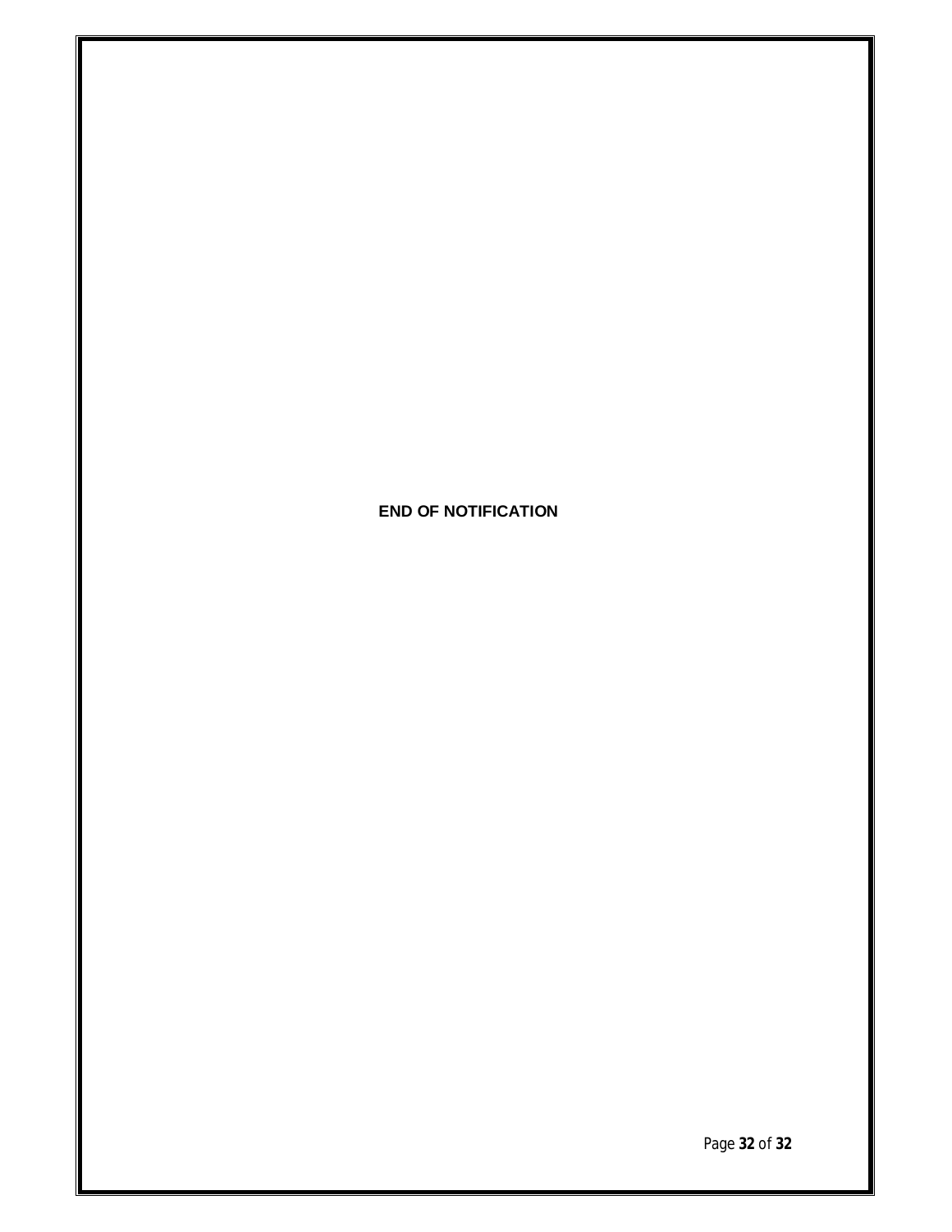**END OF NOTIFICATION**